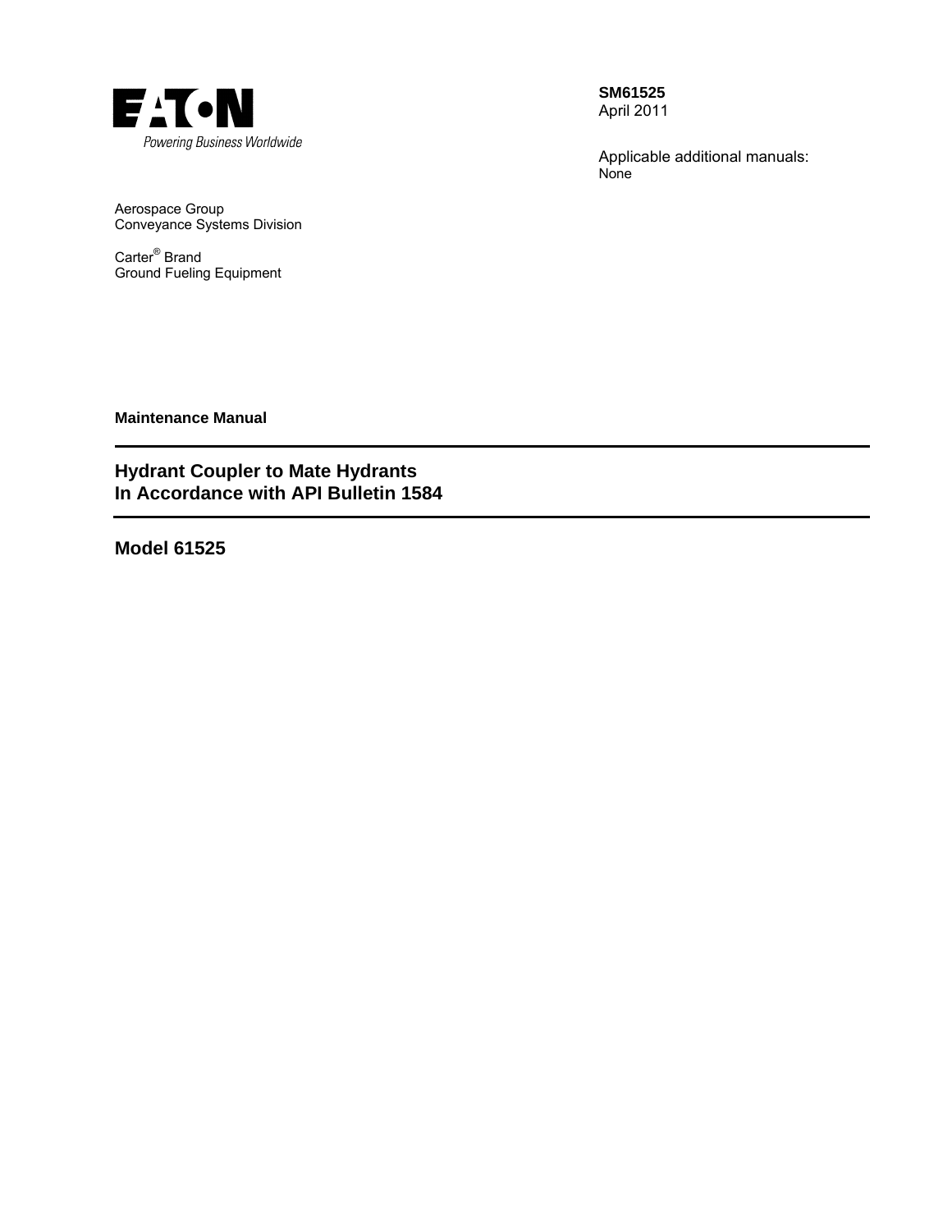EATON
*Powering Business Worldwide*

**SM61525**
April 2011

Applicable additional manuals:
None

Aerospace Group
Conveyance Systems Division

Carter® Brand
Ground Fueling Equipment

**Maintenance Manual**

---

# Hydrant Coupler to Mate Hydrants In Accordance with API Bulletin 1584

---

## Model 61525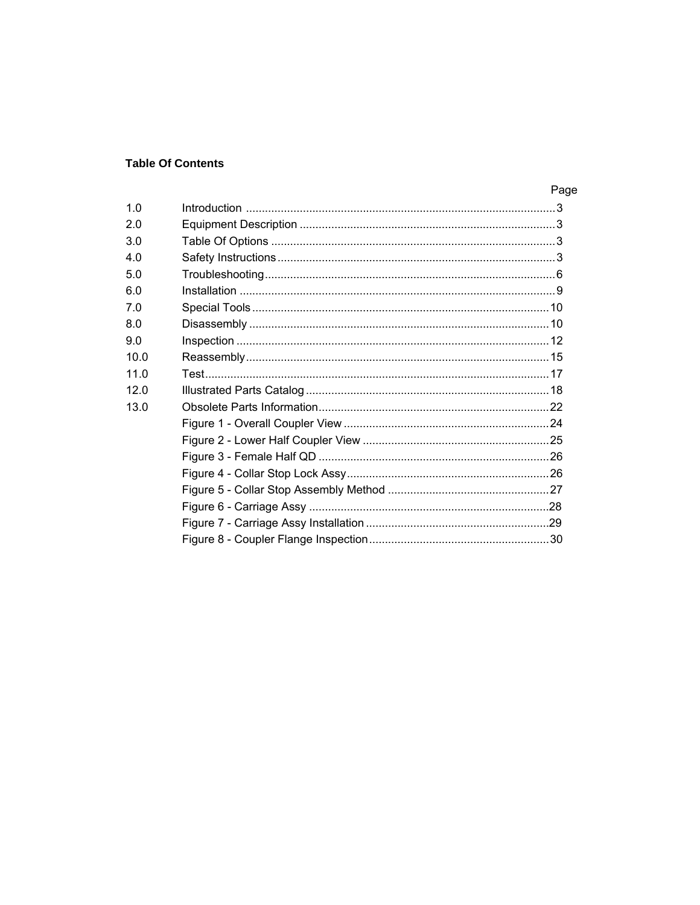**Table Of Contents**

| | | Page |
|---|---|---|
| 1.0 | Introduction | 3 |
| 2.0 | Equipment Description | 3 |
| 3.0 | Table Of Options | 3 |
| 4.0 | Safety Instructions | 3 |
| 5.0 | Troubleshooting | 6 |
| 6.0 | Installation | 9 |
| 7.0 | Special Tools | 10 |
| 8.0 | Disassembly | 10 |
| 9.0 | Inspection | 12 |
| 10.0 | Reassembly | 15 |
| 11.0 | Test | 17 |
| 12.0 | Illustrated Parts Catalog | 18 |
| 13.0 | Obsolete Parts Information | 22 |
| | Figure 1 - Overall Coupler View | 24 |
| | Figure 2 - Lower Half Coupler View | 25 |
| | Figure 3 - Female Half QD | 26 |
| | Figure 4 - Collar Stop Lock Assy | 26 |
| | Figure 5 - Collar Stop Assembly Method | 27 |
| | Figure 6 - Carriage Assy | 28 |
| | Figure 7 - Carriage Assy Installation | 29 |
| | Figure 8 - Coupler Flange Inspection | 30 |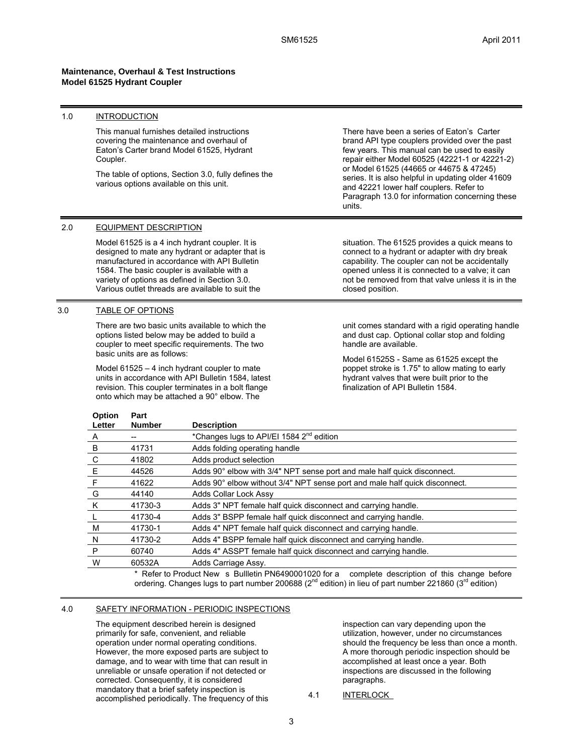**Maintenance, Overhaul & Test Instructions**
**Model 61525 Hydrant Coupler**

## 1.0 INTRODUCTION

This manual furnishes detailed instructions covering the maintenance and overhaul of Eaton's Carter brand Model 61525, Hydrant Coupler.

The table of options, Section 3.0, fully defines the various options available on this unit.

There have been a series of Eaton's Carter brand API type couplers provided over the past few years. This manual can be used to easily repair either Model 60525 (42221-1 or 42221-2) or Model 61525 (44665 or 44675 & 47245) series. It is also helpful in updating older 41609 and 42221 lower half couplers. Refer to Paragraph 13.0 for information concerning these units.

## 2.0 EQUIPMENT DESCRIPTION

Model 61525 is a 4 inch hydrant coupler. It is designed to mate any hydrant or adapter that is manufactured in accordance with API Bulletin 1584. The basic coupler is available with a variety of options as defined in Section 3.0. Various outlet threads are available to suit the situation. The 61525 provides a quick means to connect to a hydrant or adapter with dry break capability. The coupler can not be accidentally opened unless it is connected to a valve; it can not be removed from that valve unless it is in the closed position.

## 3.0 TABLE OF OPTIONS

There are two basic units available to which the options listed below may be added to build a coupler to meet specific requirements. The two basic units are as follows:

Model 61525 – 4 inch hydrant coupler to mate units in accordance with API Bulletin 1584, latest revision. This coupler terminates in a bolt flange onto which may be attached a 90° elbow. The unit comes standard with a rigid operating handle and dust cap. Optional collar stop and folding handle are available.

Model 61525S - Same as 61525 except the poppet stroke is 1.75" to allow mating to early hydrant valves that were built prior to the finalization of API Bulletin 1584.

| Option Letter | Part Number | Description |
|---|---|---|
| A | -- | *Changes lugs to API/EI 1584 2nd edition |
| B | 41731 | Adds folding operating handle |
| C | 41802 | Adds product selection |
| E | 44526 | Adds 90° elbow with 3/4" NPT sense port and male half quick disconnect. |
| F | 41622 | Adds 90° elbow without 3/4" NPT sense port and male half quick disconnect. |
| G | 44140 | Adds Collar Lock Assy |
| K | 41730-3 | Adds 3" NPT female half quick disconnect and carrying handle. |
| L | 41730-4 | Adds 3" BSPP female half quick disconnect and carrying handle. |
| M | 41730-1 | Adds 4" NPT female half quick disconnect and carrying handle. |
| N | 41730-2 | Adds 4" BSPP female half quick disconnect and carrying handle. |
| P | 60740 | Adds 4" ASSPT female half quick disconnect and carrying handle. |
| W | 60532A | Adds Carriage Assy. |

\* Refer to Product New s Bullletin PN6490001020 for a complete description of this change before ordering. Changes lugs to part number 200688 (2nd edition) in lieu of part number 221860 (3rd edition)

## 4.0 SAFETY INFORMATION - PERIODIC INSPECTIONS

The equipment described herein is designed primarily for safe, convenient, and reliable operation under normal operating conditions. However, the more exposed parts are subject to damage, and to wear with time that can result in unreliable or unsafe operation if not detected or corrected. Consequently, it is considered mandatory that a brief safety inspection is accomplished periodically. The frequency of this inspection can vary depending upon the utilization, however, under no circumstances should the frequency be less than once a month. A more thorough periodic inspection should be accomplished at least once a year. Both inspections are discussed in the following paragraphs.

### 4.1 INTERLOCK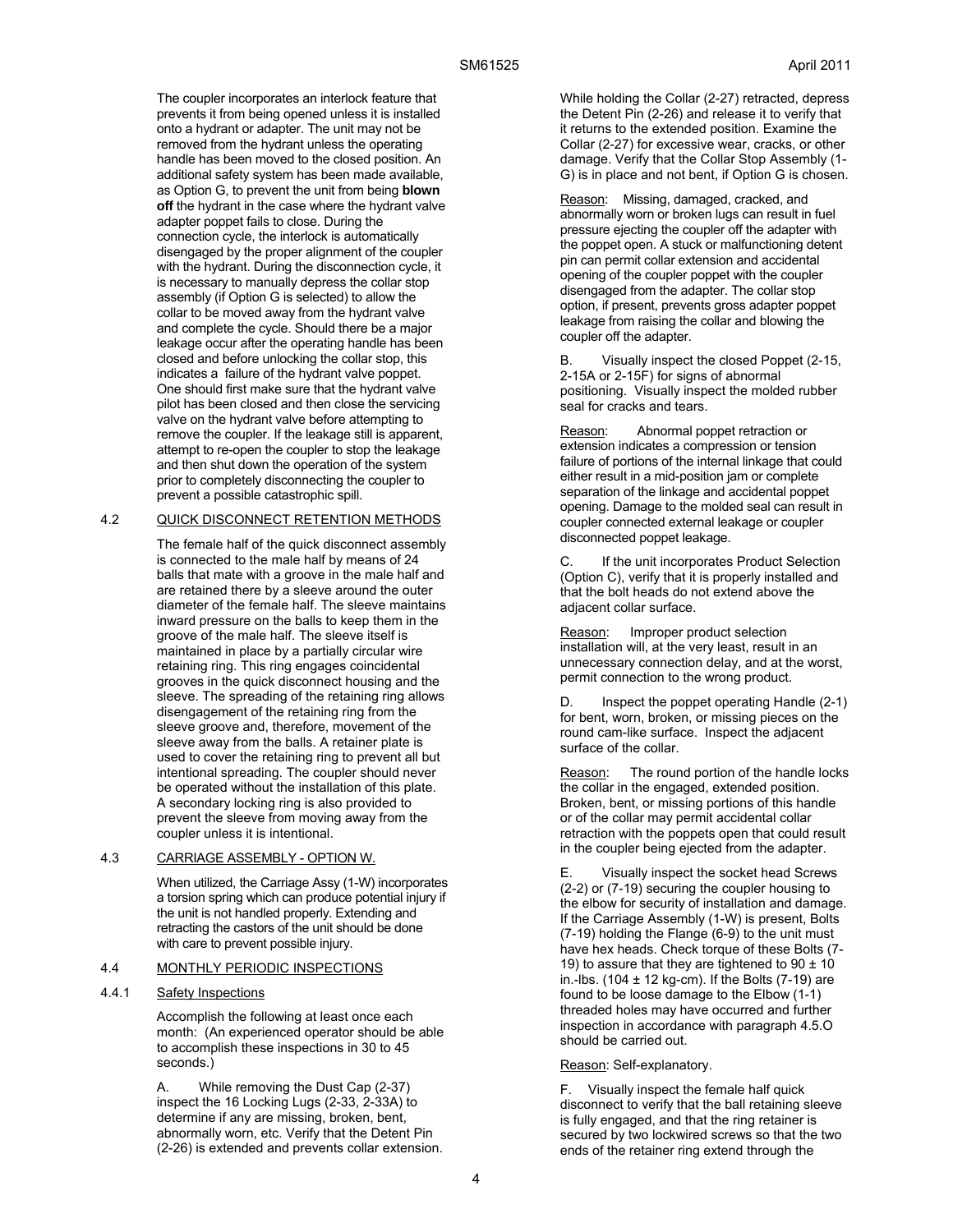The coupler incorporates an interlock feature that prevents it from being opened unless it is installed onto a hydrant or adapter. The unit may not be removed from the hydrant unless the operating handle has been moved to the closed position. An additional safety system has been made available, as Option G, to prevent the unit from being **blown off** the hydrant in the case where the hydrant valve adapter poppet fails to close. During the connection cycle, the interlock is automatically disengaged by the proper alignment of the coupler with the hydrant. During the disconnection cycle, it is necessary to manually depress the collar stop assembly (if Option G is selected) to allow the collar to be moved away from the hydrant valve and complete the cycle. Should there be a major leakage occur after the operating handle has been closed and before unlocking the collar stop, this indicates a failure of the hydrant valve poppet. One should first make sure that the hydrant valve pilot has been closed and then close the servicing valve on the hydrant valve before attempting to remove the coupler. If the leakage still is apparent, attempt to re-open the coupler to stop the leakage and then shut down the operation of the system prior to completely disconnecting the coupler to prevent a possible catastrophic spill.

## 4.2 QUICK DISCONNECT RETENTION METHODS

The female half of the quick disconnect assembly is connected to the male half by means of 24 balls that mate with a groove in the male half and are retained there by a sleeve around the outer diameter of the female half. The sleeve maintains inward pressure on the balls to keep them in the groove of the male half. The sleeve itself is maintained in place by a partially circular wire retaining ring. This ring engages coincidental grooves in the quick disconnect housing and the sleeve. The spreading of the retaining ring allows disengagement of the retaining ring from the sleeve groove and, therefore, movement of the sleeve away from the balls. A retainer plate is used to cover the retaining ring to prevent all but intentional spreading. The coupler should never be operated without the installation of this plate. A secondary locking ring is also provided to prevent the sleeve from moving away from the coupler unless it is intentional.

## 4.3 CARRIAGE ASSEMBLY - OPTION W.

When utilized, the Carriage Assy (1-W) incorporates a torsion spring which can produce potential injury if the unit is not handled properly. Extending and retracting the castors of the unit should be done with care to prevent possible injury.

## 4.4 MONTHLY PERIODIC INSPECTIONS

### 4.4.1 Safety Inspections

Accomplish the following at least once each month: (An experienced operator should be able to accomplish these inspections in 30 to 45 seconds.)

A. While removing the Dust Cap (2-37) inspect the 16 Locking Lugs (2-33, 2-33A) to determine if any are missing, broken, bent, abnormally worn, etc. Verify that the Detent Pin (2-26) is extended and prevents collar extension. While holding the Collar (2-27) retracted, depress the Detent Pin (2-26) and release it to verify that it returns to the extended position. Examine the Collar (2-27) for excessive wear, cracks, or other damage. Verify that the Collar Stop Assembly (1-G) is in place and not bent, if Option G is chosen.

Reason: Missing, damaged, cracked, and abnormally worn or broken lugs can result in fuel pressure ejecting the coupler off the adapter with the poppet open. A stuck or malfunctioning detent pin can permit collar extension and accidental opening of the coupler poppet with the coupler disengaged from the adapter. The collar stop option, if present, prevents gross adapter poppet leakage from raising the collar and blowing the coupler off the adapter.

B. Visually inspect the closed Poppet (2-15, 2-15A or 2-15F) for signs of abnormal positioning. Visually inspect the molded rubber seal for cracks and tears.

Reason: Abnormal poppet retraction or extension indicates a compression or tension failure of portions of the internal linkage that could either result in a mid-position jam or complete separation of the linkage and accidental poppet opening. Damage to the molded seal can result in coupler connected external leakage or coupler disconnected poppet leakage.

C. If the unit incorporates Product Selection (Option C), verify that it is properly installed and that the bolt heads do not extend above the adjacent collar surface.

Reason: Improper product selection installation will, at the very least, result in an unnecessary connection delay, and at the worst, permit connection to the wrong product.

D. Inspect the poppet operating Handle (2-1) for bent, worn, broken, or missing pieces on the round cam-like surface. Inspect the adjacent surface of the collar.

Reason: The round portion of the handle locks the collar in the engaged, extended position. Broken, bent, or missing portions of this handle or of the collar may permit accidental collar retraction with the poppets open that could result in the coupler being ejected from the adapter.

E. Visually inspect the socket head Screws (2-2) or (7-19) securing the coupler housing to the elbow for security of installation and damage. If the Carriage Assembly (1-W) is present, Bolts (7-19) holding the Flange (6-9) to the unit must have hex heads. Check torque of these Bolts (7-19) to assure that they are tightened to 90 ± 10 in.-lbs. (104 ± 12 kg-cm). If the Bolts (7-19) are found to be loose damage to the Elbow (1-1) threaded holes may have occurred and further inspection in accordance with paragraph 4.5.O should be carried out.

Reason: Self-explanatory.

F. Visually inspect the female half quick disconnect to verify that the ball retaining sleeve is fully engaged, and that the ring retainer is secured by two lockwired screws so that the two ends of the retainer ring extend through the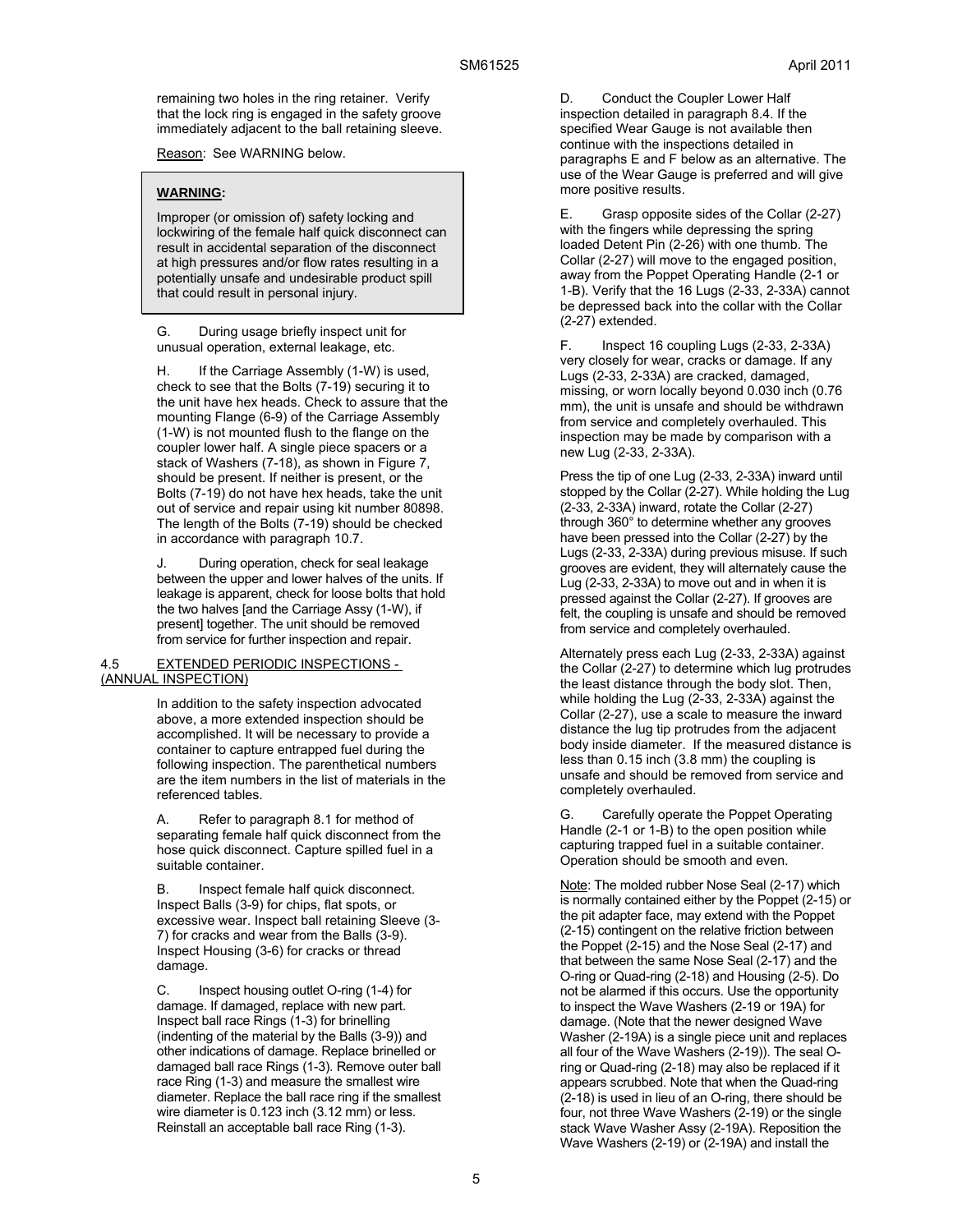remaining two holes in the ring retainer. Verify that the lock ring is engaged in the safety groove immediately adjacent to the ball retaining sleeve.

Reason: See WARNING below.

> **WARNING:**
>
> Improper (or omission of) safety locking and lockwiring of the female half quick disconnect can result in accidental separation of the disconnect at high pressures and/or flow rates resulting in a potentially unsafe and undesirable product spill that could result in personal injury.

G. During usage briefly inspect unit for unusual operation, external leakage, etc.

H. If the Carriage Assembly (1-W) is used, check to see that the Bolts (7-19) securing it to the unit have hex heads. Check to assure that the mounting Flange (6-9) of the Carriage Assembly (1-W) is not mounted flush to the flange on the coupler lower half. A single piece spacers or a stack of Washers (7-18), as shown in Figure 7, should be present. If neither is present, or the Bolts (7-19) do not have hex heads, take the unit out of service and repair using kit number 80898. The length of the Bolts (7-19) should be checked in accordance with paragraph 10.7.

J. During operation, check for seal leakage between the upper and lower halves of the units. If leakage is apparent, check for loose bolts that hold the two halves [and the Carriage Assy (1-W), if present] together. The unit should be removed from service for further inspection and repair.

## 4.5 EXTENDED PERIODIC INSPECTIONS - (ANNUAL INSPECTION)

In addition to the safety inspection advocated above, a more extended inspection should be accomplished. It will be necessary to provide a container to capture entrapped fuel during the following inspection. The parenthetical numbers are the item numbers in the list of materials in the referenced tables.

A. Refer to paragraph 8.1 for method of separating female half quick disconnect from the hose quick disconnect. Capture spilled fuel in a suitable container.

B. Inspect female half quick disconnect. Inspect Balls (3-9) for chips, flat spots, or excessive wear. Inspect ball retaining Sleeve (3-7) for cracks and wear from the Balls (3-9). Inspect Housing (3-6) for cracks or thread damage.

C. Inspect housing outlet O-ring (1-4) for damage. If damaged, replace with new part. Inspect ball race Rings (1-3) for brinelling (indenting of the material by the Balls (3-9)) and other indications of damage. Replace brinelled or damaged ball race Rings (1-3). Remove outer ball race Ring (1-3) and measure the smallest wire diameter. Replace the ball race ring if the smallest wire diameter is 0.123 inch (3.12 mm) or less. Reinstall an acceptable ball race Ring (1-3).

D. Conduct the Coupler Lower Half inspection detailed in paragraph 8.4. If the specified Wear Gauge is not available then continue with the inspections detailed in paragraphs E and F below as an alternative. The use of the Wear Gauge is preferred and will give more positive results.

E. Grasp opposite sides of the Collar (2-27) with the fingers while depressing the spring loaded Detent Pin (2-26) with one thumb. The Collar (2-27) will move to the engaged position, away from the Poppet Operating Handle (2-1 or 1-B). Verify that the 16 Lugs (2-33, 2-33A) cannot be depressed back into the collar with the Collar (2-27) extended.

F. Inspect 16 coupling Lugs (2-33, 2-33A) very closely for wear, cracks or damage. If any Lugs (2-33, 2-33A) are cracked, damaged, missing, or worn locally beyond 0.030 inch (0.76 mm), the unit is unsafe and should be withdrawn from service and completely overhauled. This inspection may be made by comparison with a new Lug (2-33, 2-33A).

Press the tip of one Lug (2-33, 2-33A) inward until stopped by the Collar (2-27). While holding the Lug (2-33, 2-33A) inward, rotate the Collar (2-27) through 360° to determine whether any grooves have been pressed into the Collar (2-27) by the Lugs (2-33, 2-33A) during previous misuse. If such grooves are evident, they will alternately cause the Lug (2-33, 2-33A) to move out and in when it is pressed against the Collar (2-27). If grooves are felt, the coupling is unsafe and should be removed from service and completely overhauled.

Alternately press each Lug (2-33, 2-33A) against the Collar (2-27) to determine which lug protrudes the least distance through the body slot. Then, while holding the Lug (2-33, 2-33A) against the Collar (2-27), use a scale to measure the inward distance the lug tip protrudes from the adjacent body inside diameter. If the measured distance is less than 0.15 inch (3.8 mm) the coupling is unsafe and should be removed from service and completely overhauled.

G. Carefully operate the Poppet Operating Handle (2-1 or 1-B) to the open position while capturing trapped fuel in a suitable container. Operation should be smooth and even.

Note: The molded rubber Nose Seal (2-17) which is normally contained either by the Poppet (2-15) or the pit adapter face, may extend with the Poppet (2-15) contingent on the relative friction between the Poppet (2-15) and the Nose Seal (2-17) and that between the same Nose Seal (2-17) and the O-ring or Quad-ring (2-18) and Housing (2-5). Do not be alarmed if this occurs. Use the opportunity to inspect the Wave Washers (2-19 or 19A) for damage. (Note that the newer designed Wave Washer (2-19A) is a single piece unit and replaces all four of the Wave Washers (2-19)). The seal O-ring or Quad-ring (2-18) may also be replaced if it appears scrubbed. Note that when the Quad-ring (2-18) is used in lieu of an O-ring, there should be four, not three Wave Washers (2-19) or the single stack Wave Washer Assy (2-19A). Reposition the Wave Washers (2-19) or (2-19A) and install the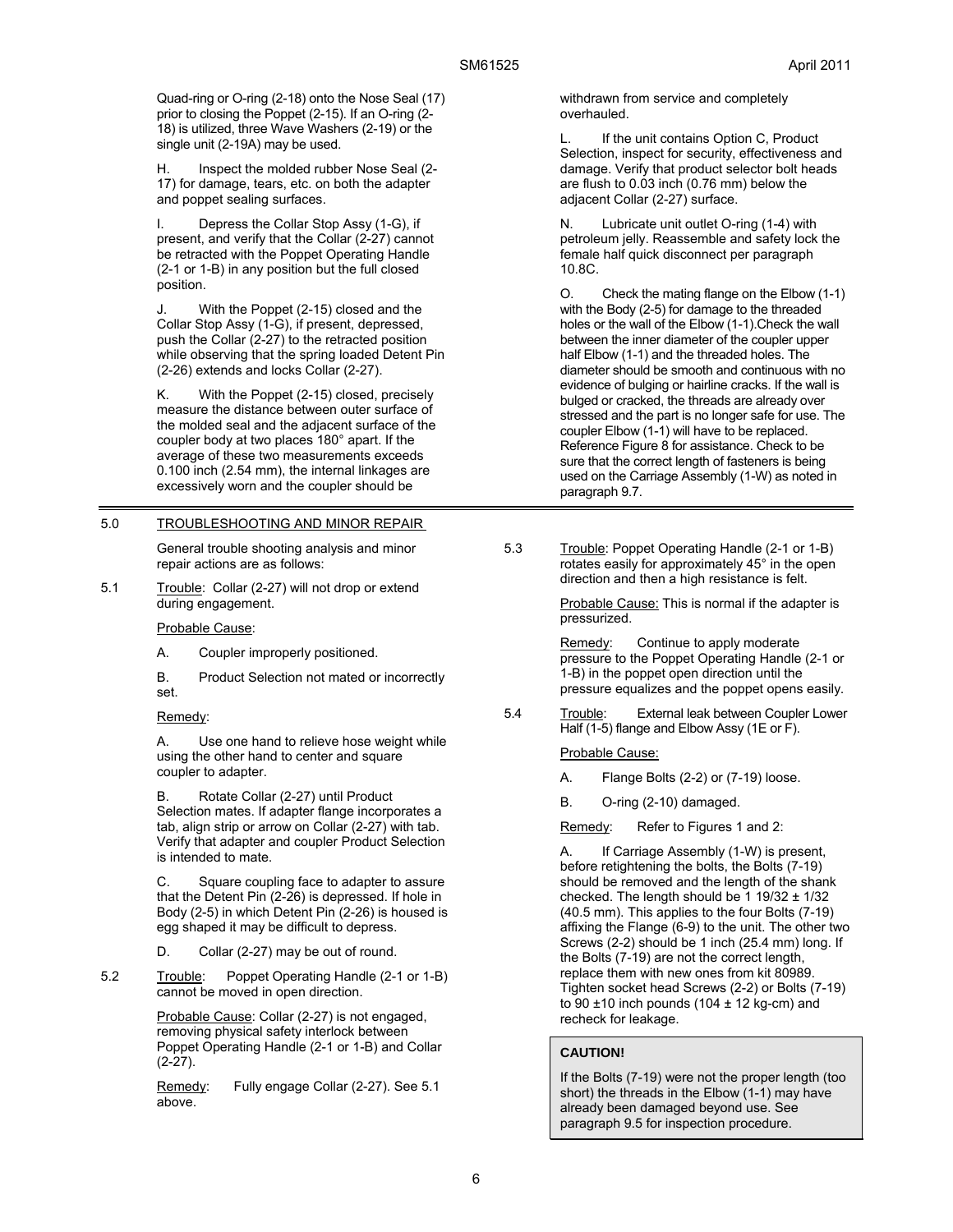Quad-ring or O-ring (2-18) onto the Nose Seal (17) prior to closing the Poppet (2-15). If an O-ring (2-18) is utilized, three Wave Washers (2-19) or the single unit (2-19A) may be used.

H. Inspect the molded rubber Nose Seal (2-17) for damage, tears, etc. on both the adapter and poppet sealing surfaces.

I. Depress the Collar Stop Assy (1-G), if present, and verify that the Collar (2-27) cannot be retracted with the Poppet Operating Handle (2-1 or 1-B) in any position but the full closed position.

J. With the Poppet (2-15) closed and the Collar Stop Assy (1-G), if present, depressed, push the Collar (2-27) to the retracted position while observing that the spring loaded Detent Pin (2-26) extends and locks Collar (2-27).

K. With the Poppet (2-15) closed, precisely measure the distance between outer surface of the molded seal and the adjacent surface of the coupler body at two places 180° apart. If the average of these two measurements exceeds 0.100 inch (2.54 mm), the internal linkages are excessively worn and the coupler should be withdrawn from service and completely overhauled.

L. If the unit contains Option C, Product Selection, inspect for security, effectiveness and damage. Verify that product selector bolt heads are flush to 0.03 inch (0.76 mm) below the adjacent Collar (2-27) surface.

N. Lubricate unit outlet O-ring (1-4) with petroleum jelly. Reassemble and safety lock the female half quick disconnect per paragraph 10.8C.

O. Check the mating flange on the Elbow (1-1) with the Body (2-5) for damage to the threaded holes or the wall of the Elbow (1-1).Check the wall between the inner diameter of the coupler upper half Elbow (1-1) and the threaded holes. The diameter should be smooth and continuous with no evidence of bulging or hairline cracks. If the wall is bulged or cracked, the threads are already over stressed and the part is no longer safe for use. The coupler Elbow (1-1) will have to be replaced. Reference Figure 8 for assistance. Check to be sure that the correct length of fasteners is being used on the Carriage Assembly (1-W) as noted in paragraph 9.7.

## 5.0 TROUBLESHOOTING AND MINOR REPAIR

General trouble shooting analysis and minor repair actions are as follows:

**5.1** Trouble: Collar (2-27) will not drop or extend during engagement.

Probable Cause:

A. Coupler improperly positioned.

B. Product Selection not mated or incorrectly set.

Remedy:

A. Use one hand to relieve hose weight while using the other hand to center and square coupler to adapter.

B. Rotate Collar (2-27) until Product Selection mates. If adapter flange incorporates a tab, align strip or arrow on Collar (2-27) with tab. Verify that adapter and coupler Product Selection is intended to mate.

C. Square coupling face to adapter to assure that the Detent Pin (2-26) is depressed. If hole in Body (2-5) in which Detent Pin (2-26) is housed is egg shaped it may be difficult to depress.

D. Collar (2-27) may be out of round.

**5.2** Trouble: Poppet Operating Handle (2-1 or 1-B) cannot be moved in open direction.

Probable Cause: Collar (2-27) is not engaged, removing physical safety interlock between Poppet Operating Handle (2-1 or 1-B) and Collar (2-27).

Remedy: Fully engage Collar (2-27). See 5.1 above.

**5.3** Trouble: Poppet Operating Handle (2-1 or 1-B) rotates easily for approximately 45° in the open direction and then a high resistance is felt.

Probable Cause: This is normal if the adapter is pressurized.

Remedy: Continue to apply moderate pressure to the Poppet Operating Handle (2-1 or 1-B) in the poppet open direction until the pressure equalizes and the poppet opens easily.

**5.4** Trouble: External leak between Coupler Lower Half (1-5) flange and Elbow Assy (1E or F).

Probable Cause:

A. Flange Bolts (2-2) or (7-19) loose.

B. O-ring (2-10) damaged.

Remedy: Refer to Figures 1 and 2:

A. If Carriage Assembly (1-W) is present, before retightening the bolts, the Bolts (7-19) should be removed and the length of the shank checked. The length should be 1 19/32 ± 1/32 (40.5 mm). This applies to the four Bolts (7-19) affixing the Flange (6-9) to the unit. The other two Screws (2-2) should be 1 inch (25.4 mm) long. If the Bolts (7-19) are not the correct length, replace them with new ones from kit 80989. Tighten socket head Screws (2-2) or Bolts (7-19) to 90 ±10 inch pounds (104 ± 12 kg-cm) and recheck for leakage.

**CAUTION!**

If the Bolts (7-19) were not the proper length (too short) the threads in the Elbow (1-1) may have already been damaged beyond use. See paragraph 9.5 for inspection procedure.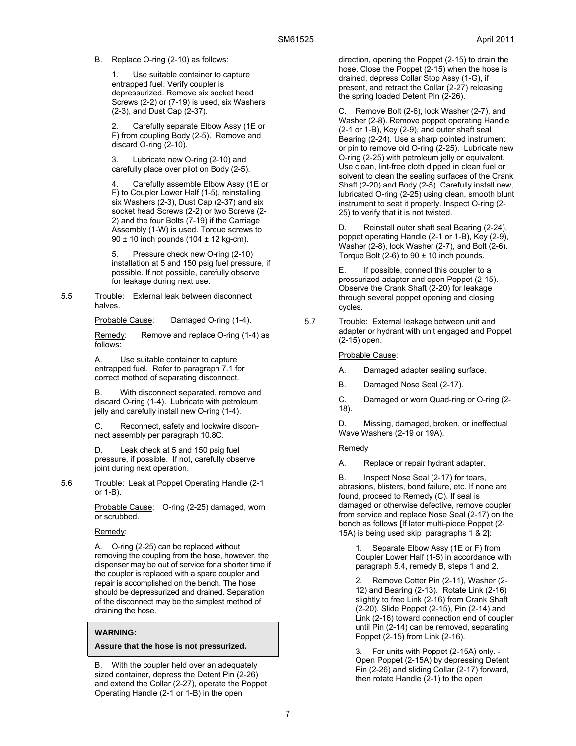B. Replace O-ring (2-10) as follows:

1. Use suitable container to capture entrapped fuel. Verify coupler is depressurized. Remove six socket head Screws (2-2) or (7-19) is used, six Washers (2-3), and Dust Cap (2-37).

2. Carefully separate Elbow Assy (1E or F) from coupling Body (2-5). Remove and discard O-ring (2-10).

3. Lubricate new O-ring (2-10) and carefully place over pilot on Body (2-5).

4. Carefully assemble Elbow Assy (1E or F) to Coupler Lower Half (1-5), reinstalling six Washers (2-3), Dust Cap (2-37) and six socket head Screws (2-2) or two Screws (2-2) and the four Bolts (7-19) if the Carriage Assembly (1-W) is used. Torque screws to 90 ± 10 inch pounds (104 ± 12 kg-cm).

5. Pressure check new O-ring (2-10) installation at 5 and 150 psig fuel pressure, if possible. If not possible, carefully observe for leakage during next use.

5.5 Trouble: External leak between disconnect halves.

Probable Cause: Damaged O-ring (1-4).

Remedy: Remove and replace O-ring (1-4) as follows:

A. Use suitable container to capture entrapped fuel. Refer to paragraph 7.1 for correct method of separating disconnect.

B. With disconnect separated, remove and discard O-ring (1-4). Lubricate with petroleum jelly and carefully install new O-ring (1-4).

C. Reconnect, safety and lockwire disconnect assembly per paragraph 10.8C.

D. Leak check at 5 and 150 psig fuel pressure, if possible. If not, carefully observe joint during next operation.

5.6 Trouble: Leak at Poppet Operating Handle (2-1 or 1-B).

Probable Cause: O-ring (2-25) damaged, worn or scrubbed.

Remedy:

A. O-ring (2-25) can be replaced without removing the coupling from the hose, however, the dispenser may be out of service for a shorter time if the coupler is replaced with a spare coupler and repair is accomplished on the bench. The hose should be depressurized and drained. Separation of the disconnect may be the simplest method of draining the hose.

**WARNING:**

**Assure that the hose is not pressurized.**

B. With the coupler held over an adequately sized container, depress the Detent Pin (2-26) and extend the Collar (2-27), operate the Poppet Operating Handle (2-1 or 1-B) in the open direction, opening the Poppet (2-15) to drain the hose. Close the Poppet (2-15) when the hose is drained, depress Collar Stop Assy (1-G), if present, and retract the Collar (2-27) releasing the spring loaded Detent Pin (2-26).

C. Remove Bolt (2-6), lock Washer (2-7), and Washer (2-8). Remove poppet operating Handle (2-1 or 1-B), Key (2-9), and outer shaft seal Bearing (2-24). Use a sharp pointed instrument or pin to remove old O-ring (2-25). Lubricate new O-ring (2-25) with petroleum jelly or equivalent. Use clean, lint-free cloth dipped in clean fuel or solvent to clean the sealing surfaces of the Crank Shaft (2-20) and Body (2-5). Carefully install new, lubricated O-ring (2-25) using clean, smooth blunt instrument to seat it properly. Inspect O-ring (2-25) to verify that it is not twisted.

D. Reinstall outer shaft seal Bearing (2-24), poppet operating Handle (2-1 or 1-B), Key (2-9), Washer (2-8), lock Washer (2-7), and Bolt (2-6). Torque Bolt (2-6) to 90 ± 10 inch pounds.

E. If possible, connect this coupler to a pressurized adapter and open Poppet (2-15). Observe the Crank Shaft (2-20) for leakage through several poppet opening and closing cycles.

5.7 Trouble: External leakage between unit and adapter or hydrant with unit engaged and Poppet (2-15) open.

Probable Cause:

A. Damaged adapter sealing surface.

B. Damaged Nose Seal (2-17).

C. Damaged or worn Quad-ring or O-ring (2-18).

D. Missing, damaged, broken, or ineffectual Wave Washers (2-19 or 19A).

Remedy

A. Replace or repair hydrant adapter.

B. Inspect Nose Seal (2-17) for tears, abrasions, blisters, bond failure, etc. If none are found, proceed to Remedy (C). If seal is damaged or otherwise defective, remove coupler from service and replace Nose Seal (2-17) on the bench as follows [If later multi-piece Poppet (2-15A) is being used skip paragraphs 1 & 2]:

1. Separate Elbow Assy (1E or F) from Coupler Lower Half (1-5) in accordance with paragraph 5.4, remedy B, steps 1 and 2.

2. Remove Cotter Pin (2-11), Washer (2-12) and Bearing (2-13). Rotate Link (2-16) slightly to free Link (2-16) from Crank Shaft (2-20). Slide Poppet (2-15), Pin (2-14) and Link (2-16) toward connection end of coupler until Pin (2-14) can be removed, separating Poppet (2-15) from Link (2-16).

3. For units with Poppet (2-15A) only. - Open Poppet (2-15A) by depressing Detent Pin (2-26) and sliding Collar (2-17) forward, then rotate Handle (2-1) to the open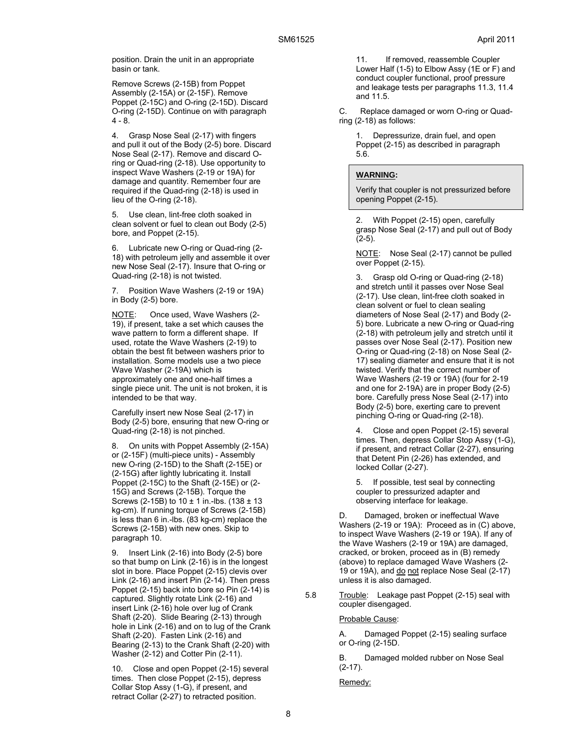position. Drain the unit in an appropriate basin or tank.

Remove Screws (2-15B) from Poppet Assembly (2-15A) or (2-15F). Remove Poppet (2-15C) and O-ring (2-15D). Discard O-ring (2-15D). Continue on with paragraph 4 - 8.

4. Grasp Nose Seal (2-17) with fingers and pull it out of the Body (2-5) bore. Discard Nose Seal (2-17). Remove and discard O-ring or Quad-ring (2-18). Use opportunity to inspect Wave Washers (2-19 or 19A) for damage and quantity. Remember four are required if the Quad-ring (2-18) is used in lieu of the O-ring (2-18).

5. Use clean, lint-free cloth soaked in clean solvent or fuel to clean out Body (2-5) bore, and Poppet (2-15).

6. Lubricate new O-ring or Quad-ring (2-18) with petroleum jelly and assemble it over new Nose Seal (2-17). Insure that O-ring or Quad-ring (2-18) is not twisted.

7. Position Wave Washers (2-19 or 19A) in Body (2-5) bore.

NOTE: Once used, Wave Washers (2-19), if present, take a set which causes the wave pattern to form a different shape. If used, rotate the Wave Washers (2-19) to obtain the best fit between washers prior to installation. Some models use a two piece Wave Washer (2-19A) which is approximately one and one-half times a single piece unit. The unit is not broken, it is intended to be that way.

Carefully insert new Nose Seal (2-17) in Body (2-5) bore, ensuring that new O-ring or Quad-ring (2-18) is not pinched.

8. On units with Poppet Assembly (2-15A) or (2-15F) (multi-piece units) - Assembly new O-ring (2-15D) to the Shaft (2-15E) or (2-15G) after lightly lubricating it. Install Poppet (2-15C) to the Shaft (2-15E) or (2-15G) and Screws (2-15B). Torque the Screws (2-15B) to 10 ± 1 in.-lbs. (138 ± 13 kg-cm). If running torque of Screws (2-15B) is less than 6 in.-lbs. (83 kg-cm) replace the Screws (2-15B) with new ones. Skip to paragraph 10.

9. Insert Link (2-16) into Body (2-5) bore so that bump on Link (2-16) is in the longest slot in bore. Place Poppet (2-15) clevis over Link (2-16) and insert Pin (2-14). Then press Poppet (2-15) back into bore so Pin (2-14) is captured. Slightly rotate Link (2-16) and insert Link (2-16) hole over lug of Crank Shaft (2-20). Slide Bearing (2-13) through hole in Link (2-16) and on to lug of the Crank Shaft (2-20). Fasten Link (2-16) and Bearing (2-13) to the Crank Shaft (2-20) with Washer (2-12) and Cotter Pin (2-11).

10. Close and open Poppet (2-15) several times. Then close Poppet (2-15), depress Collar Stop Assy (1-G), if present, and retract Collar (2-27) to retracted position.

11. If removed, reassemble Coupler Lower Half (1-5) to Elbow Assy (1E or F) and conduct coupler functional, proof pressure and leakage tests per paragraphs 11.3, 11.4 and 11.5.

C. Replace damaged or worn O-ring or Quad-ring (2-18) as follows:

1. Depressurize, drain fuel, and open Poppet (2-15) as described in paragraph 5.6.

> **WARNING:**
>
> Verify that coupler is not pressurized before opening Poppet (2-15).

2. With Poppet (2-15) open, carefully grasp Nose Seal (2-17) and pull out of Body (2-5).

NOTE: Nose Seal (2-17) cannot be pulled over Poppet (2-15).

3. Grasp old O-ring or Quad-ring (2-18) and stretch until it passes over Nose Seal (2-17). Use clean, lint-free cloth soaked in clean solvent or fuel to clean sealing diameters of Nose Seal (2-17) and Body (2-5) bore. Lubricate a new O-ring or Quad-ring (2-18) with petroleum jelly and stretch until it passes over Nose Seal (2-17). Position new O-ring or Quad-ring (2-18) on Nose Seal (2-17) sealing diameter and ensure that it is not twisted. Verify that the correct number of Wave Washers (2-19 or 19A) (four for 2-19 and one for 2-19A) are in proper Body (2-5) bore. Carefully press Nose Seal (2-17) into Body (2-5) bore, exerting care to prevent pinching O-ring or Quad-ring (2-18).

4. Close and open Poppet (2-15) several times. Then, depress Collar Stop Assy (1-G), if present, and retract Collar (2-27), ensuring that Detent Pin (2-26) has extended, and locked Collar (2-27).

5. If possible, test seal by connecting coupler to pressurized adapter and observing interface for leakage.

D. Damaged, broken or ineffectual Wave Washers (2-19 or 19A): Proceed as in (C) above, to inspect Wave Washers (2-19 or 19A). If any of the Wave Washers (2-19 or 19A) are damaged, cracked, or broken, proceed as in (B) remedy (above) to replace damaged Wave Washers (2-19 or 19A), and do not replace Nose Seal (2-17) unless it is also damaged.

5.8 Trouble: Leakage past Poppet (2-15) seal with coupler disengaged.

Probable Cause:

A. Damaged Poppet (2-15) sealing surface or O-ring (2-15D.

B. Damaged molded rubber on Nose Seal (2-17).

Remedy: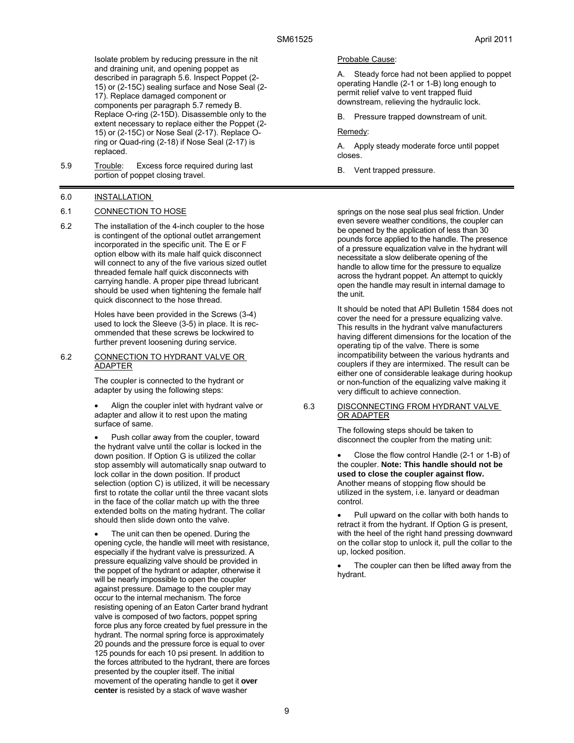Isolate problem by reducing pressure in the nit and draining unit, and opening poppet as described in paragraph 5.6. Inspect Poppet (2-15) or (2-15C) sealing surface and Nose Seal (2-17). Replace damaged component or components per paragraph 5.7 remedy B. Replace O-ring (2-15D). Disassemble only to the extent necessary to replace either the Poppet (2-15) or (2-15C) or Nose Seal (2-17). Replace O-ring or Quad-ring (2-18) if Nose Seal (2-17) is replaced.

5.9 Trouble: Excess force required during last portion of poppet closing travel.

Probable Cause:

A. Steady force had not been applied to poppet operating Handle (2-1 or 1-B) long enough to permit relief valve to vent trapped fluid downstream, relieving the hydraulic lock.

B. Pressure trapped downstream of unit.

Remedy:

A. Apply steady moderate force until poppet closes.

B. Vent trapped pressure.

---

## 6.0 INSTALLATION

### 6.1 CONNECTION TO HOSE

6.2 The installation of the 4-inch coupler to the hose is contingent of the optional outlet arrangement incorporated in the specific unit. The E or F option elbow with its male half quick disconnect will connect to any of the five various sized outlet threaded female half quick disconnects with carrying handle. A proper pipe thread lubricant should be used when tightening the female half quick disconnect to the hose thread.

Holes have been provided in the Screws (3-4) used to lock the Sleeve (3-5) in place. It is recommended that these screws be lockwired to further prevent loosening during service.

### 6.2 CONNECTION TO HYDRANT VALVE OR ADAPTER

The coupler is connected to the hydrant or adapter by using the following steps:

- Align the coupler inlet with hydrant valve or adapter and allow it to rest upon the mating surface of same.
- Push collar away from the coupler, toward the hydrant valve until the collar is locked in the down position. If Option G is utilized the collar stop assembly will automatically snap outward to lock collar in the down position. If product selection (option C) is utilized, it will be necessary first to rotate the collar until the three vacant slots in the face of the collar match up with the three extended bolts on the mating hydrant. The collar should then slide down onto the valve.
- The unit can then be opened. During the opening cycle, the handle will meet with resistance, especially if the hydrant valve is pressurized. A pressure equalizing valve should be provided in the poppet of the hydrant or adapter, otherwise it will be nearly impossible to open the coupler against pressure. Damage to the coupler may occur to the internal mechanism. The force resisting opening of an Eaton Carter brand hydrant valve is composed of two factors, poppet spring force plus any force created by fuel pressure in the hydrant. The normal spring force is approximately 20 pounds and the pressure force is equal to over 125 pounds for each 10 psi present. In addition to the forces attributed to the hydrant, there are forces presented by the coupler itself. The initial movement of the operating handle to get it **over center** is resisted by a stack of wave washer springs on the nose seal plus seal friction. Under even severe weather conditions, the coupler can be opened by the application of less than 30 pounds force applied to the handle. The presence of a pressure equalization valve in the hydrant will necessitate a slow deliberate opening of the handle to allow time for the pressure to equalize across the hydrant poppet. An attempt to quickly open the handle may result in internal damage to the unit.

It should be noted that API Bulletin 1584 does not cover the need for a pressure equalizing valve. This results in the hydrant valve manufacturers having different dimensions for the location of the operating tip of the valve. There is some incompatibility between the various hydrants and couplers if they are intermixed. The result can be either one of considerable leakage during hookup or non-function of the equalizing valve making it very difficult to achieve connection.

### 6.3 DISCONNECTING FROM HYDRANT VALVE OR ADAPTER

The following steps should be taken to disconnect the coupler from the mating unit:

- Close the flow control Handle (2-1 or 1-B) of the coupler. **Note: This handle should not be used to close the coupler against flow.** Another means of stopping flow should be utilized in the system, i.e. lanyard or deadman control.
- Pull upward on the collar with both hands to retract it from the hydrant. If Option G is present, with the heel of the right hand pressing downward on the collar stop to unlock it, pull the collar to the up, locked position.
- The coupler can then be lifted away from the hydrant.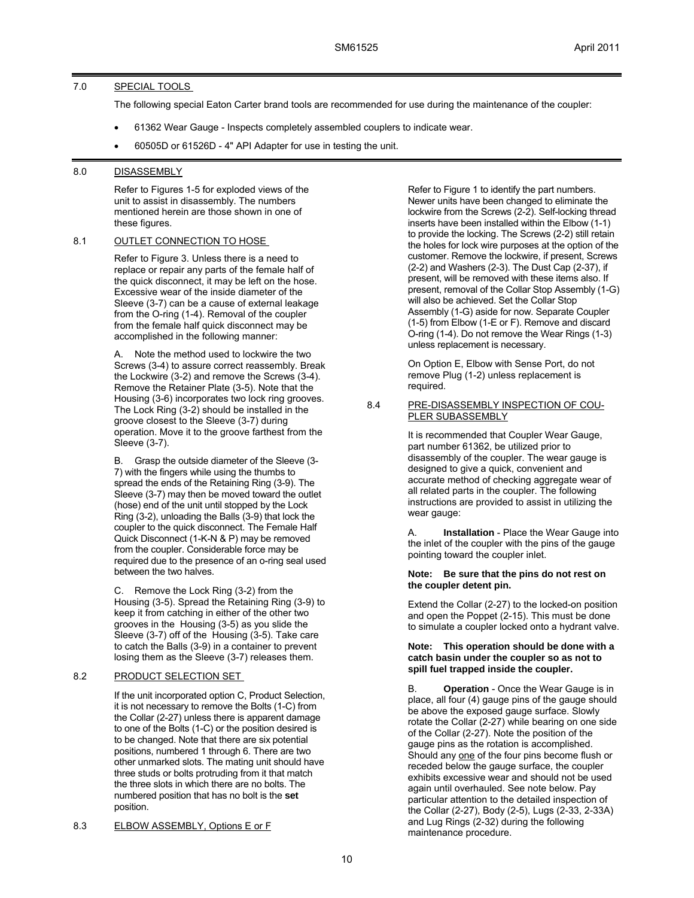## 7.0 SPECIAL TOOLS

The following special Eaton Carter brand tools are recommended for use during the maintenance of the coupler:

- 61362 Wear Gauge - Inspects completely assembled couplers to indicate wear.
- 60505D or 61526D - 4" API Adapter for use in testing the unit.

## 8.0 DISASSEMBLY

Refer to Figures 1-5 for exploded views of the unit to assist in disassembly. The numbers mentioned herein are those shown in one of these figures.

### 8.1 OUTLET CONNECTION TO HOSE

Refer to Figure 3. Unless there is a need to replace or repair any parts of the female half of the quick disconnect, it may be left on the hose. Excessive wear of the inside diameter of the Sleeve (3-7) can be a cause of external leakage from the O-ring (1-4). Removal of the coupler from the female half quick disconnect may be accomplished in the following manner:

A. Note the method used to lockwire the two Screws (3-4) to assure correct reassembly. Break the Lockwire (3-2) and remove the Screws (3-4). Remove the Retainer Plate (3-5). Note that the Housing (3-6) incorporates two lock ring grooves. The Lock Ring (3-2) should be installed in the groove closest to the Sleeve (3-7) during operation. Move it to the groove farthest from the Sleeve (3-7).

B. Grasp the outside diameter of the Sleeve (3-7) with the fingers while using the thumbs to spread the ends of the Retaining Ring (3-9). The Sleeve (3-7) may then be moved toward the outlet (hose) end of the unit until stopped by the Lock Ring (3-2), unloading the Balls (3-9) that lock the coupler to the quick disconnect. The Female Half Quick Disconnect (1-K-N & P) may be removed from the coupler. Considerable force may be required due to the presence of an o-ring seal used between the two halves.

C. Remove the Lock Ring (3-2) from the Housing (3-5). Spread the Retaining Ring (3-9) to keep it from catching in either of the other two grooves in the Housing (3-5) as you slide the Sleeve (3-7) off of the Housing (3-5). Take care to catch the Balls (3-9) in a container to prevent losing them as the Sleeve (3-7) releases them.

### 8.2 PRODUCT SELECTION SET

If the unit incorporated option C, Product Selection, it is not necessary to remove the Bolts (1-C) from the Collar (2-27) unless there is apparent damage to one of the Bolts (1-C) or the position desired is to be changed. Note that there are six potential positions, numbered 1 through 6. There are two other unmarked slots. The mating unit should have three studs or bolts protruding from it that match the three slots in which there are no bolts. The numbered position that has no bolt is the **set** position.

### 8.3 ELBOW ASSEMBLY, Options E or F

Refer to Figure 1 to identify the part numbers. Newer units have been changed to eliminate the lockwire from the Screws (2-2). Self-locking thread inserts have been installed within the Elbow (1-1) to provide the locking. The Screws (2-2) still retain the holes for lock wire purposes at the option of the customer. Remove the lockwire, if present, Screws (2-2) and Washers (2-3). The Dust Cap (2-37), if present, will be removed with these items also. If present, removal of the Collar Stop Assembly (1-G) will also be achieved. Set the Collar Stop Assembly (1-G) aside for now. Separate Coupler (1-5) from Elbow (1-E or F). Remove and discard O-ring (1-4). Do not remove the Wear Rings (1-3) unless replacement is necessary.

On Option E, Elbow with Sense Port, do not remove Plug (1-2) unless replacement is required.

### 8.4 PRE-DISASSEMBLY INSPECTION OF COUPLER SUBASSEMBLY

It is recommended that Coupler Wear Gauge, part number 61362, be utilized prior to disassembly of the coupler. The wear gauge is designed to give a quick, convenient and accurate method of checking aggregate wear of all related parts in the coupler. The following instructions are provided to assist in utilizing the wear gauge:

A. **Installation** - Place the Wear Gauge into the inlet of the coupler with the pins of the gauge pointing toward the coupler inlet.

**Note: Be sure that the pins do not rest on the coupler detent pin.**

Extend the Collar (2-27) to the locked-on position and open the Poppet (2-15). This must be done to simulate a coupler locked onto a hydrant valve.

**Note: This operation should be done with a catch basin under the coupler so as not to spill fuel trapped inside the coupler.**

B. **Operation** - Once the Wear Gauge is in place, all four (4) gauge pins of the gauge should be above the exposed gauge surface. Slowly rotate the Collar (2-27) while bearing on one side of the Collar (2-27). Note the position of the gauge pins as the rotation is accomplished. Should any <u>one</u> of the four pins become flush or receded below the gauge surface, the coupler exhibits excessive wear and should not be used again until overhauled. See note below. Pay particular attention to the detailed inspection of the Collar (2-27), Body (2-5), Lugs (2-33, 2-33A) and Lug Rings (2-32) during the following maintenance procedure.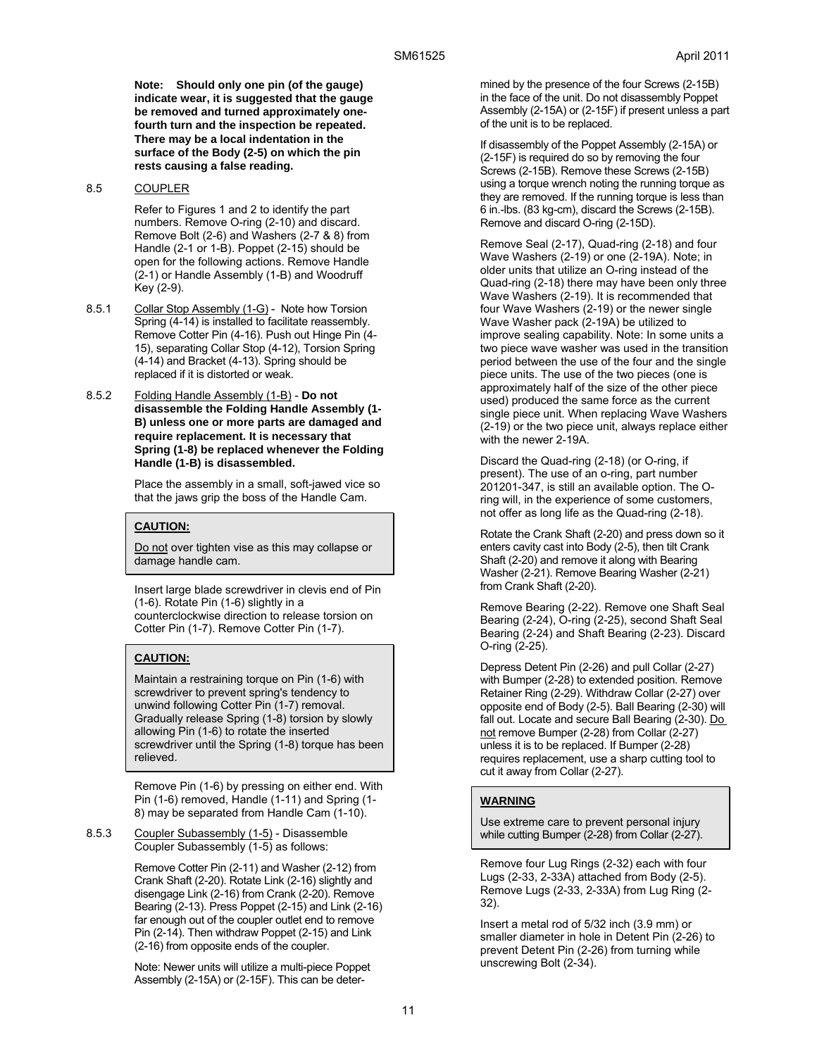**Note: Should only one pin (of the gauge) indicate wear, it is suggested that the gauge be removed and turned approximately one-fourth turn and the inspection be repeated. There may be a local indentation in the surface of the Body (2-5) on which the pin rests causing a false reading.**

## 8.5 COUPLER

Refer to Figures 1 and 2 to identify the part numbers. Remove O-ring (2-10) and discard. Remove Bolt (2-6) and Washers (2-7 & 8) from Handle (2-1 or 1-B). Poppet (2-15) should be open for the following actions. Remove Handle (2-1) or Handle Assembly (1-B) and Woodruff Key (2-9).

**8.5.1** Collar Stop Assembly (1-G) - Note how Torsion Spring (4-14) is installed to facilitate reassembly. Remove Cotter Pin (4-16). Push out Hinge Pin (4-15), separating Collar Stop (4-12), Torsion Spring (4-14) and Bracket (4-13). Spring should be replaced if it is distorted or weak.

**8.5.2** Folding Handle Assembly (1-B) - **Do not disassemble the Folding Handle Assembly (1-B) unless one or more parts are damaged and require replacement. It is necessary that Spring (1-8) be replaced whenever the Folding Handle (1-B) is disassembled.**

Place the assembly in a small, soft-jawed vice so that the jaws grip the boss of the Handle Cam.

> **CAUTION:**
>
> Do not over tighten vise as this may collapse or damage handle cam.

Insert large blade screwdriver in clevis end of Pin (1-6). Rotate Pin (1-6) slightly in a counterclockwise direction to release torsion on Cotter Pin (1-7). Remove Cotter Pin (1-7).

> **CAUTION:**
>
> Maintain a restraining torque on Pin (1-6) with screwdriver to prevent spring's tendency to unwind following Cotter Pin (1-7) removal. Gradually release Spring (1-8) torsion by slowly allowing Pin (1-6) to rotate the inserted screwdriver until the Spring (1-8) torque has been relieved.

Remove Pin (1-6) by pressing on either end. With Pin (1-6) removed, Handle (1-11) and Spring (1-8) may be separated from Handle Cam (1-10).

**8.5.3** Coupler Subassembly (1-5) - Disassemble Coupler Subassembly (1-5) as follows:

Remove Cotter Pin (2-11) and Washer (2-12) from Crank Shaft (2-20). Rotate Link (2-16) slightly and disengage Link (2-16) from Crank (2-20). Remove Bearing (2-13). Press Poppet (2-15) and Link (2-16) far enough out of the coupler outlet end to remove Pin (2-14). Then withdraw Poppet (2-15) and Link (2-16) from opposite ends of the coupler.

Note: Newer units will utilize a multi-piece Poppet Assembly (2-15A) or (2-15F). This can be determined by the presence of the four Screws (2-15B) in the face of the unit. Do not disassembly Poppet Assembly (2-15A) or (2-15F) if present unless a part of the unit is to be replaced.

If disassembly of the Poppet Assembly (2-15A) or (2-15F) is required do so by removing the four Screws (2-15B). Remove these Screws (2-15B) using a torque wrench noting the running torque as they are removed. If the running torque is less than 6 in.-lbs. (83 kg-cm), discard the Screws (2-15B). Remove and discard O-ring (2-15D).

Remove Seal (2-17), Quad-ring (2-18) and four Wave Washers (2-19) or one (2-19A). Note; in older units that utilize an O-ring instead of the Quad-ring (2-18) there may have been only three Wave Washers (2-19). It is recommended that four Wave Washers (2-19) or the newer single Wave Washer pack (2-19A) be utilized to improve sealing capability. Note: In some units a two piece wave washer was used in the transition period between the use of the four and the single piece units. The use of the two pieces (one is approximately half of the size of the other piece used) produced the same force as the current single piece unit. When replacing Wave Washers (2-19) or the two piece unit, always replace either with the newer 2-19A.

Discard the Quad-ring (2-18) (or O-ring, if present). The use of an o-ring, part number 201201-347, is still an available option. The O-ring will, in the experience of some customers, not offer as long life as the Quad-ring (2-18).

Rotate the Crank Shaft (2-20) and press down so it enters cavity cast into Body (2-5), then tilt Crank Shaft (2-20) and remove it along with Bearing Washer (2-21). Remove Bearing Washer (2-21) from Crank Shaft (2-20).

Remove Bearing (2-22). Remove one Shaft Seal Bearing (2-24), O-ring (2-25), second Shaft Seal Bearing (2-24) and Shaft Bearing (2-23). Discard O-ring (2-25).

Depress Detent Pin (2-26) and pull Collar (2-27) with Bumper (2-28) to extended position. Remove Retainer Ring (2-29). Withdraw Collar (2-27) over opposite end of Body (2-5). Ball Bearing (2-30) will fall out. Locate and secure Ball Bearing (2-30). Do not remove Bumper (2-28) from Collar (2-27) unless it is to be replaced. If Bumper (2-28) requires replacement, use a sharp cutting tool to cut it away from Collar (2-27).

> **WARNING**
>
> Use extreme care to prevent personal injury while cutting Bumper (2-28) from Collar (2-27).

Remove four Lug Rings (2-32) each with four Lugs (2-33, 2-33A) attached from Body (2-5). Remove Lugs (2-33, 2-33A) from Lug Ring (2-32).

Insert a metal rod of 5/32 inch (3.9 mm) or smaller diameter in hole in Detent Pin (2-26) to prevent Detent Pin (2-26) from turning while unscrewing Bolt (2-34).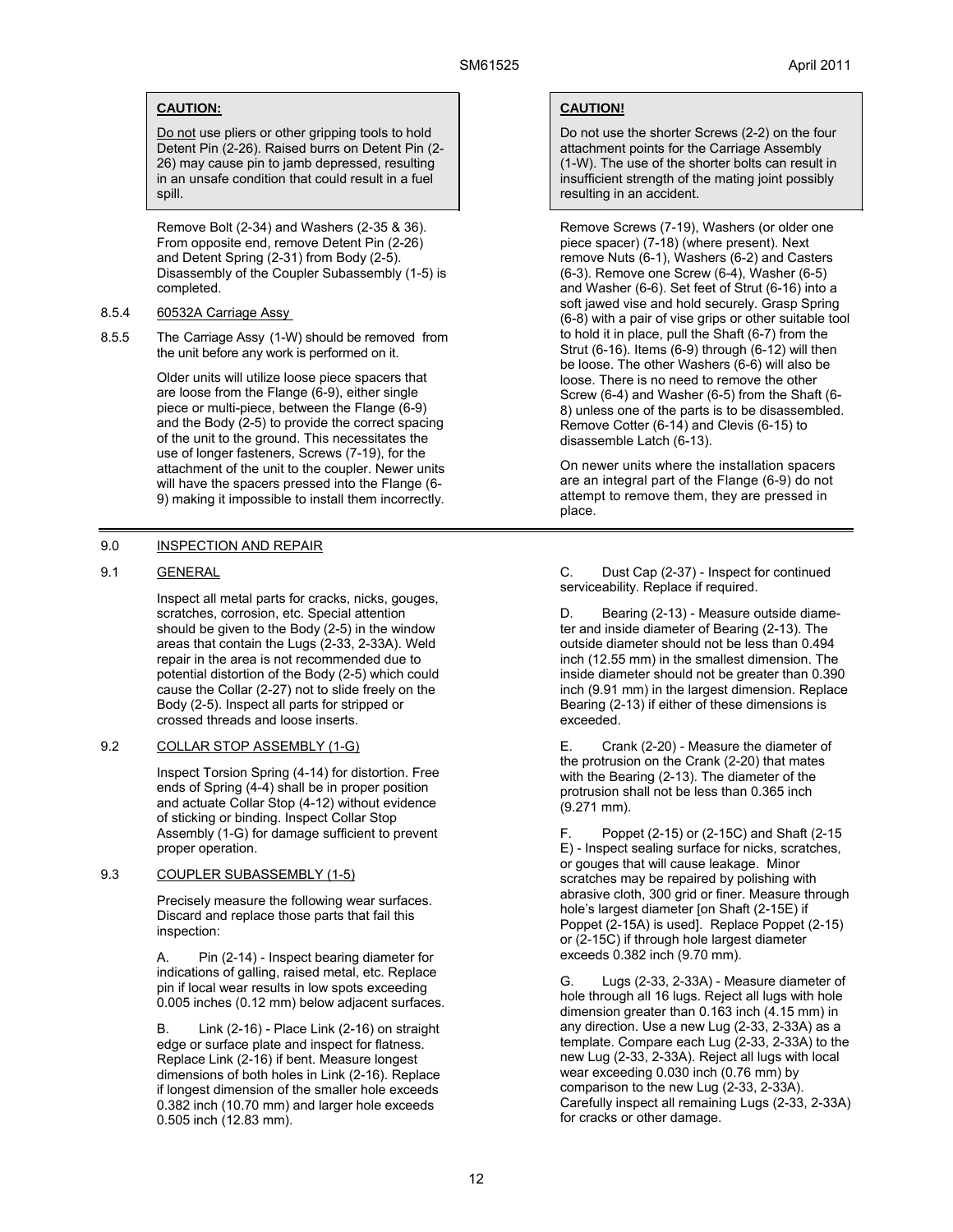**CAUTION:**

Do not use pliers or other gripping tools to hold Detent Pin (2-26). Raised burrs on Detent Pin (2-26) may cause pin to jamb depressed, resulting in an unsafe condition that could result in a fuel spill.

Remove Bolt (2-34) and Washers (2-35 & 36). From opposite end, remove Detent Pin (2-26) and Detent Spring (2-31) from Body (2-5). Disassembly of the Coupler Subassembly (1-5) is completed.

8.5.4 60532A Carriage Assy

8.5.5 The Carriage Assy (1-W) should be removed from the unit before any work is performed on it.

Older units will utilize loose piece spacers that are loose from the Flange (6-9), either single piece or multi-piece, between the Flange (6-9) and the Body (2-5) to provide the correct spacing of the unit to the ground. This necessitates the use of longer fasteners, Screws (7-19), for the attachment of the unit to the coupler. Newer units will have the spacers pressed into the Flange (6-9) making it impossible to install them incorrectly.

**CAUTION!**

Do not use the shorter Screws (2-2) on the four attachment points for the Carriage Assembly (1-W). The use of the shorter bolts can result in insufficient strength of the mating joint possibly resulting in an accident.

Remove Screws (7-19), Washers (or older one piece spacer) (7-18) (where present). Next remove Nuts (6-1), Washers (6-2) and Casters (6-3). Remove one Screw (6-4), Washer (6-5) and Washer (6-6). Set feet of Strut (6-16) into a soft jawed vise and hold securely. Grasp Spring (6-8) with a pair of vise grips or other suitable tool to hold it in place, pull the Shaft (6-7) from the Strut (6-16). Items (6-9) through (6-12) will then be loose. The other Washers (6-6) will also be loose. There is no need to remove the other Screw (6-4) and Washer (6-5) from the Shaft (6-8) unless one of the parts is to be disassembled. Remove Cotter (6-14) and Clevis (6-15) to disassemble Latch (6-13).

On newer units where the installation spacers are an integral part of the Flange (6-9) do not attempt to remove them, they are pressed in place.

## 9.0 INSPECTION AND REPAIR

### 9.1 GENERAL

Inspect all metal parts for cracks, nicks, gouges, scratches, corrosion, etc. Special attention should be given to the Body (2-5) in the window areas that contain the Lugs (2-33, 2-33A). Weld repair in the area is not recommended due to potential distortion of the Body (2-5) which could cause the Collar (2-27) not to slide freely on the Body (2-5). Inspect all parts for stripped or crossed threads and loose inserts.

### 9.2 COLLAR STOP ASSEMBLY (1-G)

Inspect Torsion Spring (4-14) for distortion. Free ends of Spring (4-4) shall be in proper position and actuate Collar Stop (4-12) without evidence of sticking or binding. Inspect Collar Stop Assembly (1-G) for damage sufficient to prevent proper operation.

### 9.3 COUPLER SUBASSEMBLY (1-5)

Precisely measure the following wear surfaces. Discard and replace those parts that fail this inspection:

A. Pin (2-14) - Inspect bearing diameter for indications of galling, raised metal, etc. Replace pin if local wear results in low spots exceeding 0.005 inches (0.12 mm) below adjacent surfaces.

B. Link (2-16) - Place Link (2-16) on straight edge or surface plate and inspect for flatness. Replace Link (2-16) if bent. Measure longest dimensions of both holes in Link (2-16). Replace if longest dimension of the smaller hole exceeds 0.382 inch (10.70 mm) and larger hole exceeds 0.505 inch (12.83 mm).

C. Dust Cap (2-37) - Inspect for continued serviceability. Replace if required.

D. Bearing (2-13) - Measure outside diameter and inside diameter of Bearing (2-13). The outside diameter should not be less than 0.494 inch (12.55 mm) in the smallest dimension. The inside diameter should not be greater than 0.390 inch (9.91 mm) in the largest dimension. Replace Bearing (2-13) if either of these dimensions is exceeded.

E. Crank (2-20) - Measure the diameter of the protrusion on the Crank (2-20) that mates with the Bearing (2-13). The diameter of the protrusion shall not be less than 0.365 inch (9.271 mm).

F. Poppet (2-15) or (2-15C) and Shaft (2-15 E) - Inspect sealing surface for nicks, scratches, or gouges that will cause leakage. Minor scratches may be repaired by polishing with abrasive cloth, 300 grid or finer. Measure through hole's largest diameter [on Shaft (2-15E) if Poppet (2-15A) is used]. Replace Poppet (2-15) or (2-15C) if through hole largest diameter exceeds 0.382 inch (9.70 mm).

G. Lugs (2-33, 2-33A) - Measure diameter of hole through all 16 lugs. Reject all lugs with hole dimension greater than 0.163 inch (4.15 mm) in any direction. Use a new Lug (2-33, 2-33A) as a template. Compare each Lug (2-33, 2-33A) to the new Lug (2-33, 2-33A). Reject all lugs with local wear exceeding 0.030 inch (0.76 mm) by comparison to the new Lug (2-33, 2-33A). Carefully inspect all remaining Lugs (2-33, 2-33A) for cracks or other damage.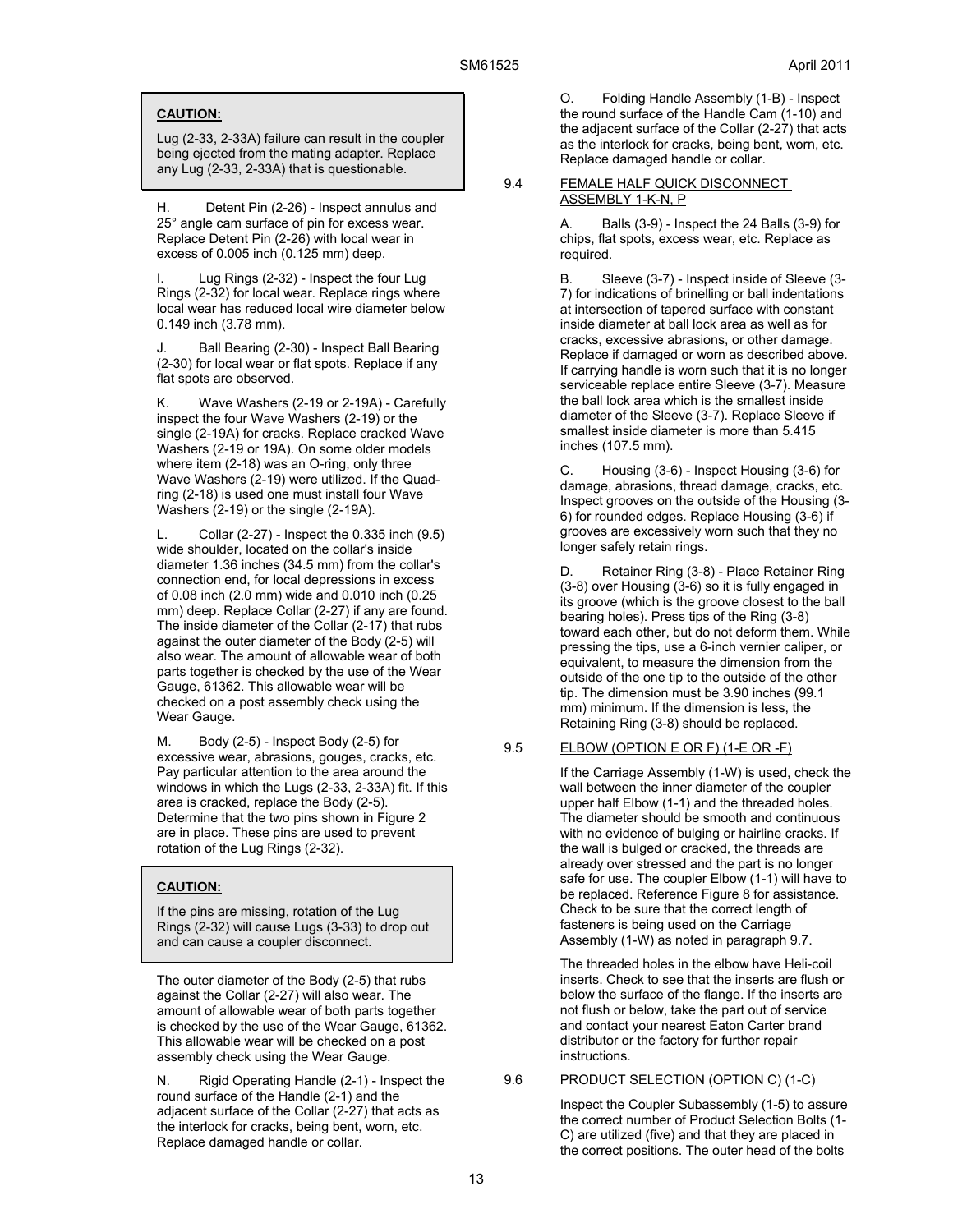**CAUTION:**

Lug (2-33, 2-33A) failure can result in the coupler being ejected from the mating adapter. Replace any Lug (2-33, 2-33A) that is questionable.

H. Detent Pin (2-26) - Inspect annulus and 25° angle cam surface of pin for excess wear. Replace Detent Pin (2-26) with local wear in excess of 0.005 inch (0.125 mm) deep.

I. Lug Rings (2-32) - Inspect the four Lug Rings (2-32) for local wear. Replace rings where local wear has reduced local wire diameter below 0.149 inch (3.78 mm).

J. Ball Bearing (2-30) - Inspect Ball Bearing (2-30) for local wear or flat spots. Replace if any flat spots are observed.

K. Wave Washers (2-19 or 2-19A) - Carefully inspect the four Wave Washers (2-19) or the single (2-19A) for cracks. Replace cracked Wave Washers (2-19 or 19A). On some older models where item (2-18) was an O-ring, only three Wave Washers (2-19) were utilized. If the Quad-ring (2-18) is used one must install four Wave Washers (2-19) or the single (2-19A).

L. Collar (2-27) - Inspect the 0.335 inch (9.5) wide shoulder, located on the collar's inside diameter 1.36 inches (34.5 mm) from the collar's connection end, for local depressions in excess of 0.08 inch (2.0 mm) wide and 0.010 inch (0.25 mm) deep. Replace Collar (2-27) if any are found. The inside diameter of the Collar (2-17) that rubs against the outer diameter of the Body (2-5) will also wear. The amount of allowable wear of both parts together is checked by the use of the Wear Gauge, 61362. This allowable wear will be checked on a post assembly check using the Wear Gauge.

M. Body (2-5) - Inspect Body (2-5) for excessive wear, abrasions, gouges, cracks, etc. Pay particular attention to the area around the windows in which the Lugs (2-33, 2-33A) fit. If this area is cracked, replace the Body (2-5). Determine that the two pins shown in Figure 2 are in place. These pins are used to prevent rotation of the Lug Rings (2-32).

**CAUTION:**

If the pins are missing, rotation of the Lug Rings (2-32) will cause Lugs (3-33) to drop out and can cause a coupler disconnect.

The outer diameter of the Body (2-5) that rubs against the Collar (2-27) will also wear. The amount of allowable wear of both parts together is checked by the use of the Wear Gauge, 61362. This allowable wear will be checked on a post assembly check using the Wear Gauge.

N. Rigid Operating Handle (2-1) - Inspect the round surface of the Handle (2-1) and the adjacent surface of the Collar (2-27) that acts as the interlock for cracks, being bent, worn, etc. Replace damaged handle or collar.

O. Folding Handle Assembly (1-B) - Inspect the round surface of the Handle Cam (1-10) and the adjacent surface of the Collar (2-27) that acts as the interlock for cracks, being bent, worn, etc. Replace damaged handle or collar.

9.4 FEMALE HALF QUICK DISCONNECT ASSEMBLY 1-K-N, P

A. Balls (3-9) - Inspect the 24 Balls (3-9) for chips, flat spots, excess wear, etc. Replace as required.

B. Sleeve (3-7) - Inspect inside of Sleeve (3-7) for indications of brinelling or ball indentations at intersection of tapered surface with constant inside diameter at ball lock area as well as for cracks, excessive abrasions, or other damage. Replace if damaged or worn as described above. If carrying handle is worn such that it is no longer serviceable replace entire Sleeve (3-7). Measure the ball lock area which is the smallest inside diameter of the Sleeve (3-7). Replace Sleeve if smallest inside diameter is more than 5.415 inches (107.5 mm).

C. Housing (3-6) - Inspect Housing (3-6) for damage, abrasions, thread damage, cracks, etc. Inspect grooves on the outside of the Housing (3-6) for rounded edges. Replace Housing (3-6) if grooves are excessively worn such that they no longer safely retain rings.

D. Retainer Ring (3-8) - Place Retainer Ring (3-8) over Housing (3-6) so it is fully engaged in its groove (which is the groove closest to the ball bearing holes). Press tips of the Ring (3-8) toward each other, but do not deform them. While pressing the tips, use a 6-inch vernier caliper, or equivalent, to measure the dimension from the outside of the one tip to the outside of the other tip. The dimension must be 3.90 inches (99.1 mm) minimum. If the dimension is less, the Retaining Ring (3-8) should be replaced.

9.5 ELBOW (OPTION E OR F) (1-E OR -F)

If the Carriage Assembly (1-W) is used, check the wall between the inner diameter of the coupler upper half Elbow (1-1) and the threaded holes. The diameter should be smooth and continuous with no evidence of bulging or hairline cracks. If the wall is bulged or cracked, the threads are already over stressed and the part is no longer safe for use. The coupler Elbow (1-1) will have to be replaced. Reference Figure 8 for assistance. Check to be sure that the correct length of fasteners is being used on the Carriage Assembly (1-W) as noted in paragraph 9.7.

The threaded holes in the elbow have Heli-coil inserts. Check to see that the inserts are flush or below the surface of the flange. If the inserts are not flush or below, take the part out of service and contact your nearest Eaton Carter brand distributor or the factory for further repair instructions.

9.6 PRODUCT SELECTION (OPTION C) (1-C)

Inspect the Coupler Subassembly (1-5) to assure the correct number of Product Selection Bolts (1-C) are utilized (five) and that they are placed in the correct positions. The outer head of the bolts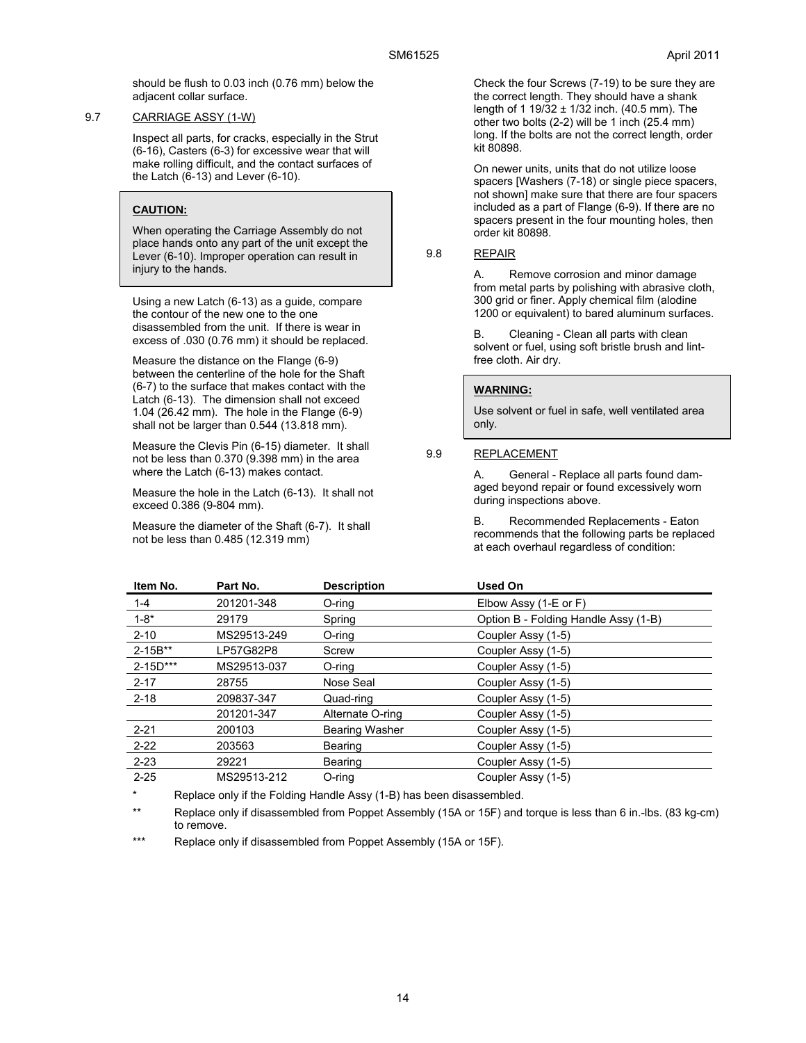should be flush to 0.03 inch (0.76 mm) below the adjacent collar surface.

### 9.7 CARRIAGE ASSY (1-W)

Inspect all parts, for cracks, especially in the Strut (6-16), Casters (6-3) for excessive wear that will make rolling difficult, and the contact surfaces of the Latch (6-13) and Lever (6-10).

> **CAUTION:**
>
> When operating the Carriage Assembly do not place hands onto any part of the unit except the Lever (6-10). Improper operation can result in injury to the hands.

Using a new Latch (6-13) as a guide, compare the contour of the new one to the one disassembled from the unit. If there is wear in excess of .030 (0.76 mm) it should be replaced.

Measure the distance on the Flange (6-9) between the centerline of the hole for the Shaft (6-7) to the surface that makes contact with the Latch (6-13). The dimension shall not exceed 1.04 (26.42 mm). The hole in the Flange (6-9) shall not be larger than 0.544 (13.818 mm).

Measure the Clevis Pin (6-15) diameter. It shall not be less than 0.370 (9.398 mm) in the area where the Latch (6-13) makes contact.

Measure the hole in the Latch (6-13). It shall not exceed 0.386 (9-804 mm).

Measure the diameter of the Shaft (6-7). It shall not be less than 0.485 (12.319 mm)

Check the four Screws (7-19) to be sure they are the correct length. They should have a shank length of 1 19/32 ± 1/32 inch. (40.5 mm). The other two bolts (2-2) will be 1 inch (25.4 mm) long. If the bolts are not the correct length, order kit 80898.

On newer units, units that do not utilize loose spacers [Washers (7-18) or single piece spacers, not shown] make sure that there are four spacers included as a part of Flange (6-9). If there are no spacers present in the four mounting holes, then order kit 80898.

### 9.8 REPAIR

A. Remove corrosion and minor damage from metal parts by polishing with abrasive cloth, 300 grid or finer. Apply chemical film (alodine 1200 or equivalent) to bared aluminum surfaces.

B. Cleaning - Clean all parts with clean solvent or fuel, using soft bristle brush and lint-free cloth. Air dry.

> **WARNING:**
>
> Use solvent or fuel in safe, well ventilated area only.

### 9.9 REPLACEMENT

A. General - Replace all parts found damaged beyond repair or found excessively worn during inspections above.

B. Recommended Replacements - Eaton recommends that the following parts be replaced at each overhaul regardless of condition:

| Item No. | Part No. | Description | Used On |
|---|---|---|---|
| 1-4 | 201201-348 | O-ring | Elbow Assy (1-E or F) |
| 1-8* | 29179 | Spring | Option B - Folding Handle Assy (1-B) |
| 2-10 | MS29513-249 | O-ring | Coupler Assy (1-5) |
| 2-15B** | LP57G82P8 | Screw | Coupler Assy (1-5) |
| 2-15D*** | MS29513-037 | O-ring | Coupler Assy (1-5) |
| 2-17 | 28755 | Nose Seal | Coupler Assy (1-5) |
| 2-18 | 209837-347 | Quad-ring | Coupler Assy (1-5) |
| | 201201-347 | Alternate O-ring | Coupler Assy (1-5) |
| 2-21 | 200103 | Bearing Washer | Coupler Assy (1-5) |
| 2-22 | 203563 | Bearing | Coupler Assy (1-5) |
| 2-23 | 29221 | Bearing | Coupler Assy (1-5) |
| 2-25 | MS29513-212 | O-ring | Coupler Assy (1-5) |

\* Replace only if the Folding Handle Assy (1-B) has been disassembled.

** Replace only if disassembled from Poppet Assembly (15A or 15F) and torque is less than 6 in.-lbs. (83 kg-cm) to remove.

*** Replace only if disassembled from Poppet Assembly (15A or 15F).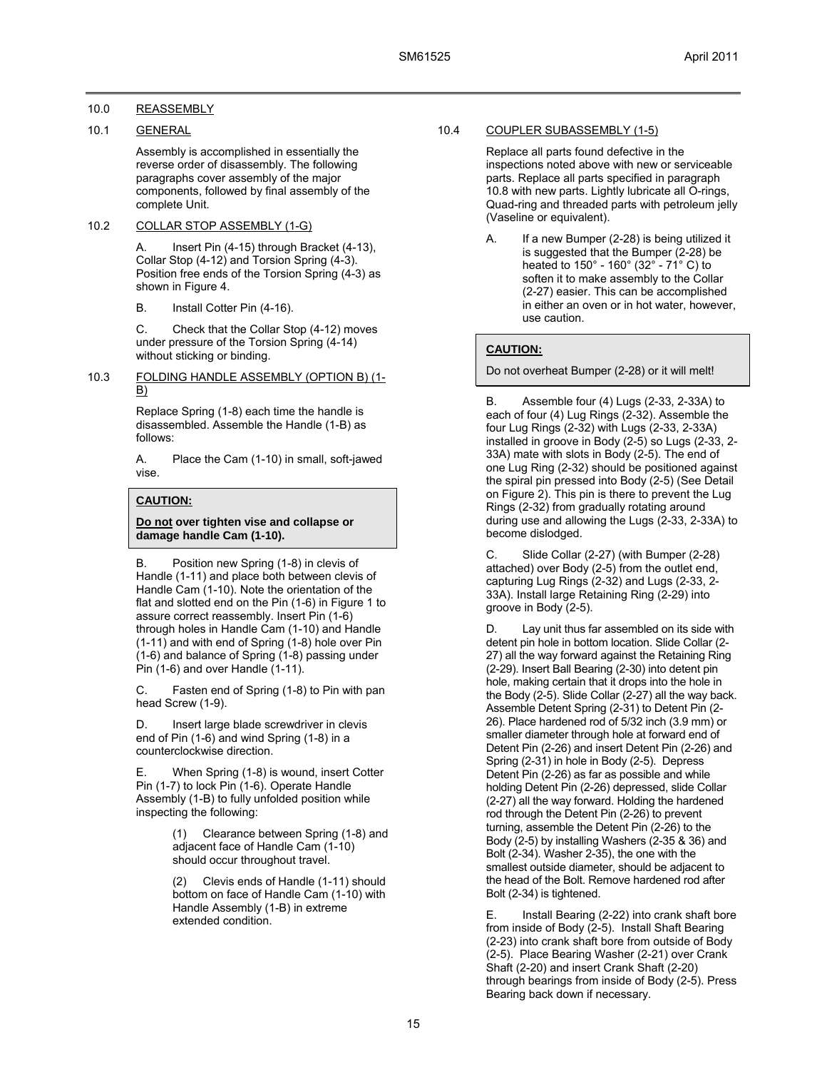## 10.0 REASSEMBLY

### 10.1 GENERAL

Assembly is accomplished in essentially the reverse order of disassembly. The following paragraphs cover assembly of the major components, followed by final assembly of the complete Unit.

### 10.2 COLLAR STOP ASSEMBLY (1-G)

A. Insert Pin (4-15) through Bracket (4-13), Collar Stop (4-12) and Torsion Spring (4-3). Position free ends of the Torsion Spring (4-3) as shown in Figure 4.

B. Install Cotter Pin (4-16).

C. Check that the Collar Stop (4-12) moves under pressure of the Torsion Spring (4-14) without sticking or binding.

### 10.3 FOLDING HANDLE ASSEMBLY (OPTION B) (1-B)

Replace Spring (1-8) each time the handle is disassembled. Assemble the Handle (1-B) as follows:

A. Place the Cam (1-10) in small, soft-jawed vise.

> **CAUTION:**
>
> **Do not over tighten vise and collapse or damage handle Cam (1-10).**

B. Position new Spring (1-8) in clevis of Handle (1-11) and place both between clevis of Handle Cam (1-10). Note the orientation of the flat and slotted end on the Pin (1-6) in Figure 1 to assure correct reassembly. Insert Pin (1-6) through holes in Handle Cam (1-10) and Handle (1-11) and with end of Spring (1-8) hole over Pin (1-6) and balance of Spring (1-8) passing under Pin (1-6) and over Handle (1-11).

C. Fasten end of Spring (1-8) to Pin with pan head Screw (1-9).

D. Insert large blade screwdriver in clevis end of Pin (1-6) and wind Spring (1-8) in a counterclockwise direction.

E. When Spring (1-8) is wound, insert Cotter Pin (1-7) to lock Pin (1-6). Operate Handle Assembly (1-B) to fully unfolded position while inspecting the following:

(1) Clearance between Spring (1-8) and adjacent face of Handle Cam (1-10) should occur throughout travel.

(2) Clevis ends of Handle (1-11) should bottom on face of Handle Cam (1-10) with Handle Assembly (1-B) in extreme extended condition.

### 10.4 COUPLER SUBASSEMBLY (1-5)

Replace all parts found defective in the inspections noted above with new or serviceable parts. Replace all parts specified in paragraph 10.8 with new parts. Lightly lubricate all O-rings, Quad-ring and threaded parts with petroleum jelly (Vaseline or equivalent).

A. If a new Bumper (2-28) is being utilized it is suggested that the Bumper (2-28) be heated to 150° - 160° (32° - 71° C) to soften it to make assembly to the Collar (2-27) easier. This can be accomplished in either an oven or in hot water, however, use caution.

> **CAUTION:**
>
> Do not overheat Bumper (2-28) or it will melt!

B. Assemble four (4) Lugs (2-33, 2-33A) to each of four (4) Lug Rings (2-32). Assemble the four Lug Rings (2-32) with Lugs (2-33, 2-33A) installed in groove in Body (2-5) so Lugs (2-33, 2-33A) mate with slots in Body (2-5). The end of one Lug Ring (2-32) should be positioned against the spiral pin pressed into Body (2-5) (See Detail on Figure 2). This pin is there to prevent the Lug Rings (2-32) from gradually rotating around during use and allowing the Lugs (2-33, 2-33A) to become dislodged.

C. Slide Collar (2-27) (with Bumper (2-28) attached) over Body (2-5) from the outlet end, capturing Lug Rings (2-32) and Lugs (2-33, 2-33A). Install large Retaining Ring (2-29) into groove in Body (2-5).

D. Lay unit thus far assembled on its side with detent pin hole in bottom location. Slide Collar (2-27) all the way forward against the Retaining Ring (2-29). Insert Ball Bearing (2-30) into detent pin hole, making certain that it drops into the hole in the Body (2-5). Slide Collar (2-27) all the way back. Assemble Detent Spring (2-31) to Detent Pin (2-26). Place hardened rod of 5/32 inch (3.9 mm) or smaller diameter through hole at forward end of Detent Pin (2-26) and insert Detent Pin (2-26) and Spring (2-31) in hole in Body (2-5). Depress Detent Pin (2-26) as far as possible and while holding Detent Pin (2-26) depressed, slide Collar (2-27) all the way forward. Holding the hardened rod through the Detent Pin (2-26) to prevent turning, assemble the Detent Pin (2-26) to the Body (2-5) by installing Washers (2-35 & 36) and Bolt (2-34). Washer 2-35), the one with the smallest outside diameter, should be adjacent to the head of the Bolt. Remove hardened rod after Bolt (2-34) is tightened.

E. Install Bearing (2-22) into crank shaft bore from inside of Body (2-5). Install Shaft Bearing (2-23) into crank shaft bore from outside of Body (2-5). Place Bearing Washer (2-21) over Crank Shaft (2-20) and insert Crank Shaft (2-20) through bearings from inside of Body (2-5). Press Bearing back down if necessary.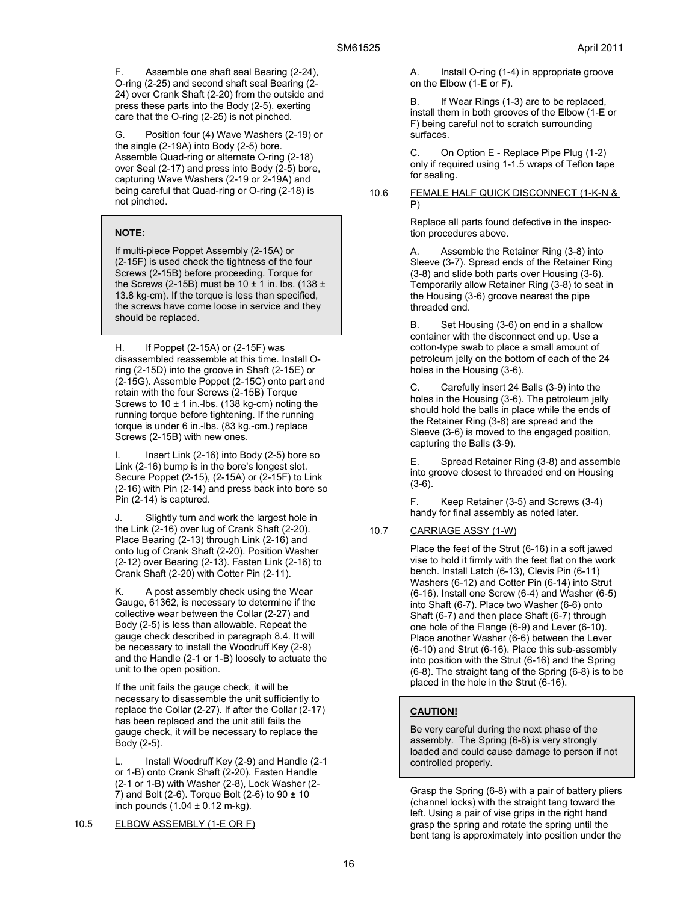F. Assemble one shaft seal Bearing (2-24), O-ring (2-25) and second shaft seal Bearing (2-24) over Crank Shaft (2-20) from the outside and press these parts into the Body (2-5), exerting care that the O-ring (2-25) is not pinched.

G. Position four (4) Wave Washers (2-19) or the single (2-19A) into Body (2-5) bore. Assemble Quad-ring or alternate O-ring (2-18) over Seal (2-17) and press into Body (2-5) bore, capturing Wave Washers (2-19 or 2-19A) and being careful that Quad-ring or O-ring (2-18) is not pinched.

> **NOTE:**
>
> If multi-piece Poppet Assembly (2-15A) or (2-15F) is used check the tightness of the four Screws (2-15B) before proceeding. Torque for the Screws (2-15B) must be 10 ± 1 in. lbs. (138 ± 13.8 kg-cm). If the torque is less than specified, the screws have come loose in service and they should be replaced.

H. If Poppet (2-15A) or (2-15F) was disassembled reassemble at this time. Install O-ring (2-15D) into the groove in Shaft (2-15E) or (2-15G). Assemble Poppet (2-15C) onto part and retain with the four Screws (2-15B) Torque Screws to 10 ± 1 in.-lbs. (138 kg-cm) noting the running torque before tightening. If the running torque is under 6 in.-lbs. (83 kg.-cm.) replace Screws (2-15B) with new ones.

I. Insert Link (2-16) into Body (2-5) bore so Link (2-16) bump is in the bore's longest slot. Secure Poppet (2-15), (2-15A) or (2-15F) to Link (2-16) with Pin (2-14) and press back into bore so Pin (2-14) is captured.

J. Slightly turn and work the largest hole in the Link (2-16) over lug of Crank Shaft (2-20). Place Bearing (2-13) through Link (2-16) and onto lug of Crank Shaft (2-20). Position Washer (2-12) over Bearing (2-13). Fasten Link (2-16) to Crank Shaft (2-20) with Cotter Pin (2-11).

K. A post assembly check using the Wear Gauge, 61362, is necessary to determine if the collective wear between the Collar (2-27) and Body (2-5) is less than allowable. Repeat the gauge check described in paragraph 8.4. It will be necessary to install the Woodruff Key (2-9) and the Handle (2-1 or 1-B) loosely to actuate the unit to the open position.

If the unit fails the gauge check, it will be necessary to disassemble the unit sufficiently to replace the Collar (2-27). If after the Collar (2-17) has been replaced and the unit still fails the gauge check, it will be necessary to replace the Body (2-5).

L. Install Woodruff Key (2-9) and Handle (2-1 or 1-B) onto Crank Shaft (2-20). Fasten Handle (2-1 or 1-B) with Washer (2-8), Lock Washer (2-7) and Bolt (2-6). Torque Bolt (2-6) to 90 ± 10 inch pounds (1.04 ± 0.12 m-kg).

## 10.5 ELBOW ASSEMBLY (1-E OR F)

A. Install O-ring (1-4) in appropriate groove on the Elbow (1-E or F).

B. If Wear Rings (1-3) are to be replaced, install them in both grooves of the Elbow (1-E or F) being careful not to scratch surrounding surfaces.

C. On Option E - Replace Pipe Plug (1-2) only if required using 1-1.5 wraps of Teflon tape for sealing.

## 10.6 FEMALE HALF QUICK DISCONNECT (1-K-N & P)

Replace all parts found defective in the inspection procedures above.

A. Assemble the Retainer Ring (3-8) into Sleeve (3-7). Spread ends of the Retainer Ring (3-8) and slide both parts over Housing (3-6). Temporarily allow Retainer Ring (3-8) to seat in the Housing (3-6) groove nearest the pipe threaded end.

B. Set Housing (3-6) on end in a shallow container with the disconnect end up. Use a cotton-type swab to place a small amount of petroleum jelly on the bottom of each of the 24 holes in the Housing (3-6).

C. Carefully insert 24 Balls (3-9) into the holes in the Housing (3-6). The petroleum jelly should hold the balls in place while the ends of the Retainer Ring (3-8) are spread and the Sleeve (3-6) is moved to the engaged position, capturing the Balls (3-9).

E. Spread Retainer Ring (3-8) and assemble into groove closest to threaded end on Housing (3-6).

F. Keep Retainer (3-5) and Screws (3-4) handy for final assembly as noted later.

## 10.7 CARRIAGE ASSY (1-W)

Place the feet of the Strut (6-16) in a soft jawed vise to hold it firmly with the feet flat on the work bench. Install Latch (6-13), Clevis Pin (6-11) Washers (6-12) and Cotter Pin (6-14) into Strut (6-16). Install one Screw (6-4) and Washer (6-5) into Shaft (6-7). Place two Washer (6-6) onto Shaft (6-7) and then place Shaft (6-7) through one hole of the Flange (6-9) and Lever (6-10). Place another Washer (6-6) between the Lever (6-10) and Strut (6-16). Place this sub-assembly into position with the Strut (6-16) and the Spring (6-8). The straight tang of the Spring (6-8) is to be placed in the hole in the Strut (6-16).

> **CAUTION!**
>
> Be very careful during the next phase of the assembly. The Spring (6-8) is very strongly loaded and could cause damage to person if not controlled properly.

Grasp the Spring (6-8) with a pair of battery pliers (channel locks) with the straight tang toward the left. Using a pair of vise grips in the right hand grasp the spring and rotate the spring until the bent tang is approximately into position under the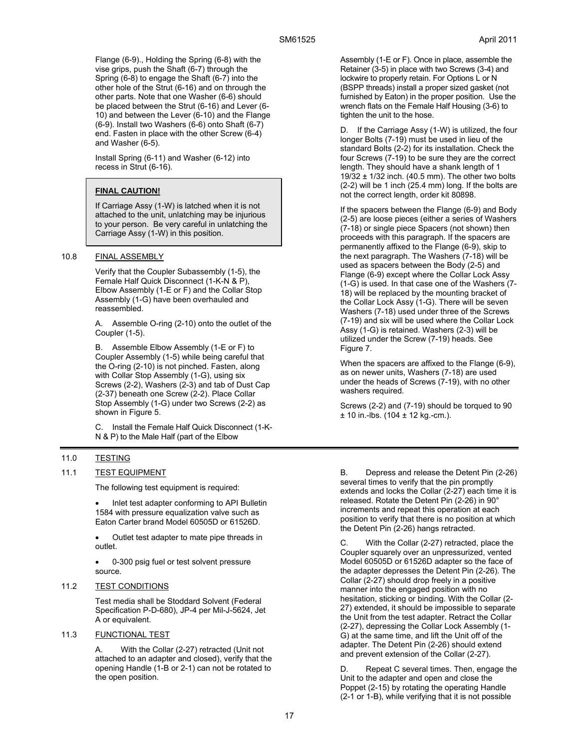Flange (6-9)., Holding the Spring (6-8) with the vise grips, push the Shaft (6-7) through the Spring (6-8) to engage the Shaft (6-7) into the other hole of the Strut (6-16) and on through the other parts. Note that one Washer (6-6) should be placed between the Strut (6-16) and Lever (6-10) and between the Lever (6-10) and the Flange (6-9). Install two Washers (6-6) onto Shaft (6-7) end. Fasten in place with the other Screw (6-4) and Washer (6-5).

Install Spring (6-11) and Washer (6-12) into recess in Strut (6-16).

> **FINAL CAUTION!**
>
> If Carriage Assy (1-W) is latched when it is not attached to the unit, unlatching may be injurious to your person. Be very careful in unlatching the Carriage Assy (1-W) in this position.

### 10.8 FINAL ASSEMBLY

Verify that the Coupler Subassembly (1-5), the Female Half Quick Disconnect (1-K-N & P), Elbow Assembly (1-E or F) and the Collar Stop Assembly (1-G) have been overhauled and reassembled.

A. Assemble O-ring (2-10) onto the outlet of the Coupler (1-5).

B. Assemble Elbow Assembly (1-E or F) to Coupler Assembly (1-5) while being careful that the O-ring (2-10) is not pinched. Fasten, along with Collar Stop Assembly (1-G), using six Screws (2-2), Washers (2-3) and tab of Dust Cap (2-37) beneath one Screw (2-2). Place Collar Stop Assembly (1-G) under two Screws (2-2) as shown in Figure 5.

C. Install the Female Half Quick Disconnect (1-K-N & P) to the Male Half (part of the Elbow Assembly (1-E or F). Once in place, assemble the Retainer (3-5) in place with two Screws (3-4) and lockwire to properly retain. For Options L or N (BSPP threads) install a proper sized gasket (not furnished by Eaton) in the proper position. Use the wrench flats on the Female Half Housing (3-6) to tighten the unit to the hose.

D. If the Carriage Assy (1-W) is utilized, the four longer Bolts (7-19) must be used in lieu of the standard Bolts (2-2) for its installation. Check the four Screws (7-19) to be sure they are the correct length. They should have a shank length of 1 19/32 ± 1/32 inch. (40.5 mm). The other two bolts (2-2) will be 1 inch (25.4 mm) long. If the bolts are not the correct length, order kit 80898.

If the spacers between the Flange (6-9) and Body (2-5) are loose pieces (either a series of Washers (7-18) or single piece Spacers (not shown) then proceeds with this paragraph. If the spacers are permanently affixed to the Flange (6-9), skip to the next paragraph. The Washers (7-18) will be used as spacers between the Body (2-5) and Flange (6-9) except where the Collar Lock Assy (1-G) is used. In that case one of the Washers (7-18) will be replaced by the mounting bracket of the Collar Lock Assy (1-G). There will be seven Washers (7-18) used under three of the Screws (7-19) and six will be used where the Collar Lock Assy (1-G) is retained. Washers (2-3) will be utilized under the Screw (7-19) heads. See Figure 7.

When the spacers are affixed to the Flange (6-9), as on newer units, Washers (7-18) are used under the heads of Screws (7-19), with no other washers required.

Screws (2-2) and (7-19) should be torqued to 90 ± 10 in.-lbs. (104 ± 12 kg.-cm.).

## 11.0 TESTING

### 11.1 TEST EQUIPMENT

The following test equipment is required:

- Inlet test adapter conforming to API Bulletin 1584 with pressure equalization valve such as Eaton Carter brand Model 60505D or 61526D.
- Outlet test adapter to mate pipe threads in outlet.
- 0-300 psig fuel or test solvent pressure source.

### 11.2 TEST CONDITIONS

Test media shall be Stoddard Solvent (Federal Specification P-D-680), JP-4 per Mil-J-5624, Jet A or equivalent.

### 11.3 FUNCTIONAL TEST

A. With the Collar (2-27) retracted (Unit not attached to an adapter and closed), verify that the opening Handle (1-B or 2-1) can not be rotated to the open position.

B. Depress and release the Detent Pin (2-26) several times to verify that the pin promptly extends and locks the Collar (2-27) each time it is released. Rotate the Detent Pin (2-26) in 90° increments and repeat this operation at each position to verify that there is no position at which the Detent Pin (2-26) hangs retracted.

C. With the Collar (2-27) retracted, place the Coupler squarely over an unpressurized, vented Model 60505D or 61526D adapter so the face of the adapter depresses the Detent Pin (2-26). The Collar (2-27) should drop freely in a positive manner into the engaged position with no hesitation, sticking or binding. With the Collar (2-27) extended, it should be impossible to separate the Unit from the test adapter. Retract the Collar (2-27), depressing the Collar Lock Assembly (1-G) at the same time, and lift the Unit off of the adapter. The Detent Pin (2-26) should extend and prevent extension of the Collar (2-27).

D. Repeat C several times. Then, engage the Unit to the adapter and open and close the Poppet (2-15) by rotating the operating Handle (2-1 or 1-B), while verifying that it is not possible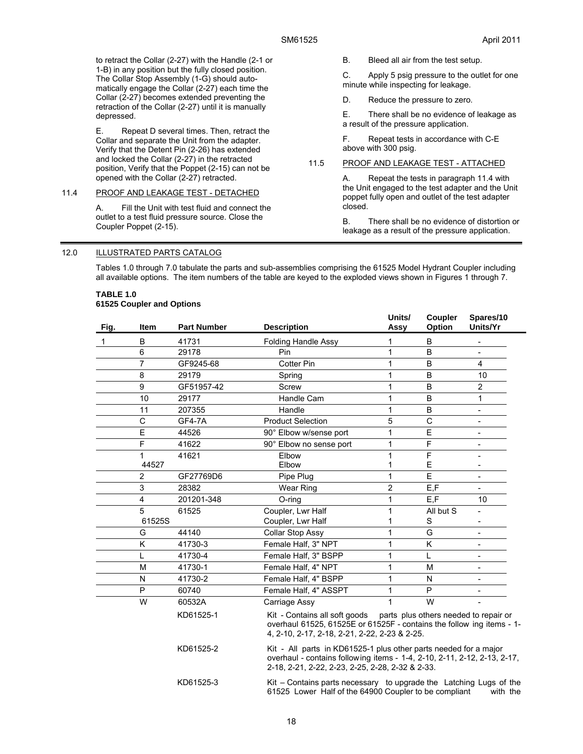to retract the Collar (2-27) with the Handle (2-1 or 1-B) in any position but the fully closed position. The Collar Stop Assembly (1-G) should automatically engage the Collar (2-27) each time the Collar (2-27) becomes extended preventing the retraction of the Collar (2-27) until it is manually depressed.

E. Repeat D several times. Then, retract the Collar and separate the Unit from the adapter. Verify that the Detent Pin (2-26) has extended and locked the Collar (2-27) in the retracted position, Verify that the Poppet (2-15) can not be opened with the Collar (2-27) retracted.

11.4 PROOF AND LEAKAGE TEST - DETACHED

A. Fill the Unit with test fluid and connect the outlet to a test fluid pressure source. Close the Coupler Poppet (2-15).

B. Bleed all air from the test setup.

C. Apply 5 psig pressure to the outlet for one minute while inspecting for leakage.

D. Reduce the pressure to zero.

E. There shall be no evidence of leakage as a result of the pressure application.

F. Repeat tests in accordance with C-E above with 300 psig.

11.5 PROOF AND LEAKAGE TEST - ATTACHED

A. Repeat the tests in paragraph 11.4 with the Unit engaged to the test adapter and the Unit poppet fully open and outlet of the test adapter closed.

B. There shall be no evidence of distortion or leakage as a result of the pressure application.

## 12.0 ILLUSTRATED PARTS CATALOG

Tables 1.0 through 7.0 tabulate the parts and sub-assemblies comprising the 61525 Model Hydrant Coupler including all available options. The item numbers of the table are keyed to the exploded views shown in Figures 1 through 7.

**TABLE 1.0**
**61525 Coupler and Options**

| Fig. | Item | Part Number | Description | Units/ Assy | Coupler Option | Spares/10 Units/Yr |
|---|---|---|---|---|---|---|
| 1 | B | 41731 | Folding Handle Assy | 1 | B | - |
| | 6 | 29178 | Pin | 1 | B | - |
| | 7 | GF9245-68 | Cotter Pin | 1 | B | 4 |
| | 8 | 29179 | Spring | 1 | B | 10 |
| | 9 | GF51957-42 | Screw | 1 | B | 2 |
| | 10 | 29177 | Handle Cam | 1 | B | 1 |
| | 11 | 207355 | Handle | 1 | B | - |
| | C | GF4-7A | Product Selection | 5 | C | - |
| | E | 44526 | 90° Elbow w/sense port | 1 | E | - |
| | F | 41622 | 90° Elbow no sense port | 1 | F | - |
| | 1 | 41621 | Elbow | 1 | F | - |
| | | 44527 | Elbow | 1 | E | - |
| | 2 | GF27769D6 | Pipe Plug | 1 | E | - |
| | 3 | 28382 | Wear Ring | 2 | E,F | - |
| | 4 | 201201-348 | O-ring | 1 | E,F | 10 |
| | 5 | 61525 | Coupler, Lwr Half | 1 | All but S | - |
| | | 61525S | Coupler, Lwr Half | 1 | S | - |
| | G | 44140 | Collar Stop Assy | 1 | G | - |
| | K | 41730-3 | Female Half, 3" NPT | 1 | K | - |
| | L | 41730-4 | Female Half, 3" BSPP | 1 | L | - |
| | M | 41730-1 | Female Half, 4" NPT | 1 | M | - |
| | N | 41730-2 | Female Half, 4" BSPP | 1 | N | - |
| | P | 60740 | Female Half, 4" ASSPT | 1 | P | - |
| | W | 60532A | Carriage Assy | 1 | W | - |
| | | KD61525-1 | Kit - Contains all soft goods parts plus others needed to repair or overhaul 61525, 61525E or 61525F - contains the following items - 1-4, 2-10, 2-17, 2-18, 2-21, 2-22, 2-23 & 2-25. | | | |
| | | KD61525-2 | Kit - All parts in KD61525-1 plus other parts needed for a major overhaul - contains following items - 1-4, 2-10, 2-11, 2-12, 2-13, 2-17, 2-18, 2-21, 2-22, 2-23, 2-25, 2-28, 2-32 & 2-33. | | | |
| | | KD61525-3 | Kit – Contains parts necessary to upgrade the Latching Lugs of the 61525 Lower Half of the 64900 Coupler to be compliant with the | | | |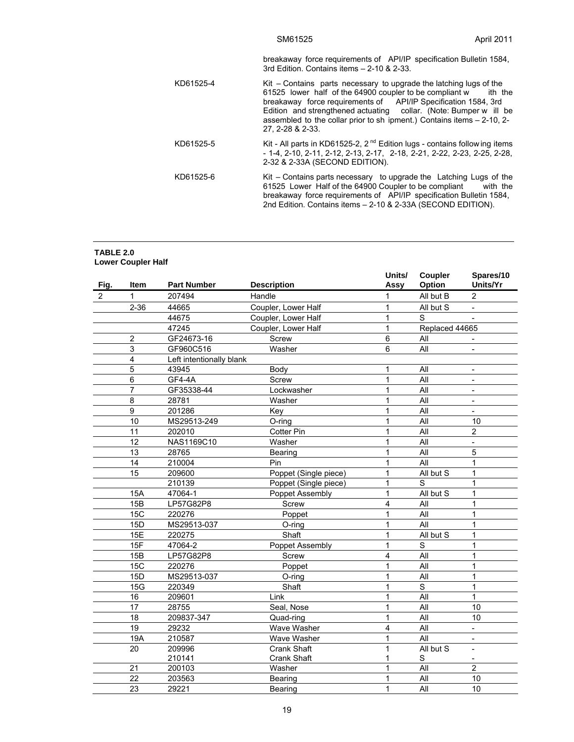breakaway force requirements of API/IP specification Bulletin 1584, 3rd Edition. Contains items – 2-10 & 2-33.

| | |
|---|---|
| KD61525-4 | Kit – Contains parts necessary to upgrade the latching lugs of the 61525 lower half of the 64900 coupler to be compliant with the breakaway force requirements of API/IP Specification 1584, 3rd Edition and strengthened actuating collar. (Note: Bumper will be assembled to the collar prior to shipment.) Contains items – 2-10, 2-27, 2-28 & 2-33. |
| KD61525-5 | Kit - All parts in KD61525-2, 2nd Edition lugs - contains following items - 1-4, 2-10, 2-11, 2-12, 2-13, 2-17, 2-18, 2-21, 2-22, 2-23, 2-25, 2-28, 2-32 & 2-33A (SECOND EDITION). |
| KD61525-6 | Kit – Contains parts necessary to upgrade the Latching Lugs of the 61525 Lower Half of the 64900 Coupler to be compliant with the breakaway force requirements of API/IP specification Bulletin 1584, 2nd Edition. Contains items – 2-10 & 2-33A (SECOND EDITION). |

**TABLE 2.0**
**Lower Coupler Half**

| Fig. | Item | Part Number | Description | Units/ Assy | Coupler Option | Spares/10 Units/Yr |
|---|---|---|---|---|---|---|
| 2 | 1 | 207494 | Handle | 1 | All but B | 2 |
| | 2-36 | 44665 | Coupler, Lower Half | 1 | All but S | - |
| | | 44675 | Coupler, Lower Half | 1 | S | - |
| | | 47245 | Coupler, Lower Half | 1 | Replaced 44665 | |
| | 2 | GF24673-16 | Screw | 6 | All | - |
| | 3 | GF960C516 | Washer | 6 | All | - |
| | 4 | Left intentionally blank | | | | |
| | 5 | 43945 | Body | 1 | All | - |
| | 6 | GF4-4A | Screw | 1 | All | - |
| | 7 | GF35338-44 | Lockwasher | 1 | All | - |
| | 8 | 28781 | Washer | 1 | All | - |
| | 9 | 201286 | Key | 1 | All | - |
| | 10 | MS29513-249 | O-ring | 1 | All | 10 |
| | 11 | 202010 | Cotter Pin | 1 | All | 2 |
| | 12 | NAS1169C10 | Washer | 1 | All | - |
| | 13 | 28765 | Bearing | 1 | All | 5 |
| | 14 | 210004 | Pin | 1 | All | 1 |
| | 15 | 209600 | Poppet (Single piece) | 1 | All but S | 1 |
| | | 210139 | Poppet (Single piece) | 1 | S | 1 |
| | 15A | 47064-1 | Poppet Assembly | 1 | All but S | 1 |
| | 15B | LP57G82P8 | Screw | 4 | All | 1 |
| | 15C | 220276 | Poppet | 1 | All | 1 |
| | 15D | MS29513-037 | O-ring | 1 | All | 1 |
| | 15E | 220275 | Shaft | 1 | All but S | 1 |
| | 15F | 47064-2 | Poppet Assembly | 1 | S | 1 |
| | 15B | LP57G82P8 | Screw | 4 | All | 1 |
| | 15C | 220276 | Poppet | 1 | All | 1 |
| | 15D | MS29513-037 | O-ring | 1 | All | 1 |
| | 15G | 220349 | Shaft | 1 | S | 1 |
| | 16 | 209601 | Link | 1 | All | 1 |
| | 17 | 28755 | Seal, Nose | 1 | All | 10 |
| | 18 | 209837-347 | Quad-ring | 1 | All | 10 |
| | 19 | 29232 | Wave Washer | 4 | All | - |
| | 19A | 210587 | Wave Washer | 1 | All | - |
| | 20 | 209996 | Crank Shaft | 1 | All but S | - |
| | | 210141 | Crank Shaft | 1 | S | - |
| | 21 | 200103 | Washer | 1 | All | 2 |
| | 22 | 203563 | Bearing | 1 | All | 10 |
| | 23 | 29221 | Bearing | 1 | All | 10 |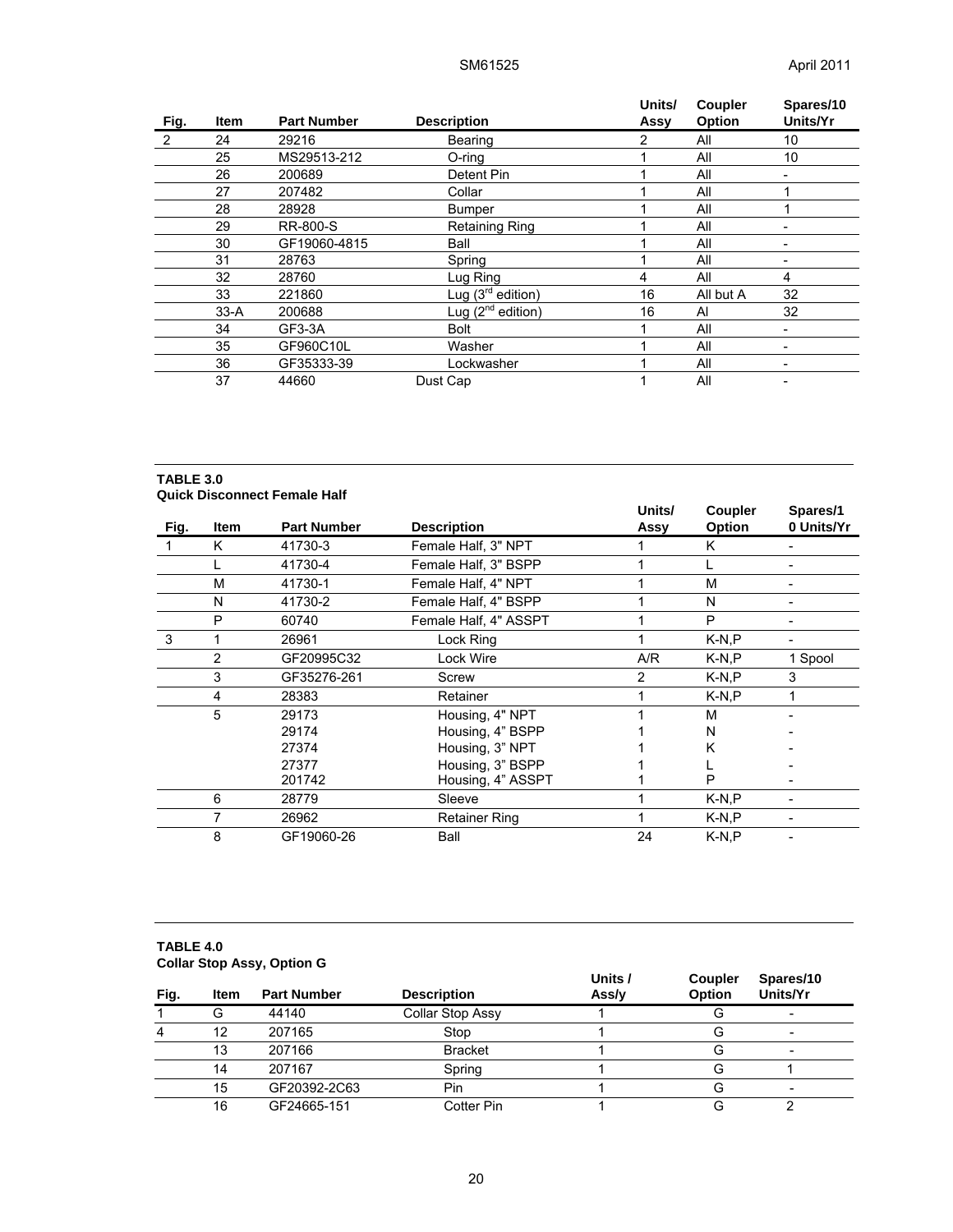| Fig. | Item | Part Number | Description | Units/ Assy | Coupler Option | Spares/10 Units/Yr |
|---|---|---|---|---|---|---|
| 2 | 24 | 29216 | Bearing | 2 | All | 10 |
| | 25 | MS29513-212 | O-ring | 1 | All | 10 |
| | 26 | 200689 | Detent Pin | 1 | All | - |
| | 27 | 207482 | Collar | 1 | All | 1 |
| | 28 | 28928 | Bumper | 1 | All | 1 |
| | 29 | RR-800-S | Retaining Ring | 1 | All | - |
| | 30 | GF19060-4815 | Ball | 1 | All | - |
| | 31 | 28763 | Spring | 1 | All | - |
| | 32 | 28760 | Lug Ring | 4 | All | 4 |
| | 33 | 221860 | Lug (3rd edition) | 16 | All but A | 32 |
| | 33-A | 200688 | Lug (2nd edition) | 16 | Al | 32 |
| | 34 | GF3-3A | Bolt | 1 | All | - |
| | 35 | GF960C10L | Washer | 1 | All | - |
| | 36 | GF35333-39 | Lockwasher | 1 | All | - |
| | 37 | 44660 | Dust Cap | 1 | All | - |

**TABLE 3.0**
**Quick Disconnect Female Half**

| Fig. | Item | Part Number | Description | Units/ Assy | Coupler Option | Spares/10 Units/Yr |
|---|---|---|---|---|---|---|
| 1 | K | 41730-3 | Female Half, 3" NPT | 1 | K | - |
| | L | 41730-4 | Female Half, 3" BSPP | 1 | L | - |
| | M | 41730-1 | Female Half, 4" NPT | 1 | M | - |
| | N | 41730-2 | Female Half, 4" BSPP | 1 | N | - |
| | P | 60740 | Female Half, 4" ASSPT | 1 | P | - |
| 3 | 1 | 26961 | Lock Ring | 1 | K-N,P | - |
| | 2 | GF20995C32 | Lock Wire | A/R | K-N,P | 1 Spool |
| | 3 | GF35276-261 | Screw | 2 | K-N,P | 3 |
| | 4 | 28383 | Retainer | 1 | K-N,P | 1 |
| | 5 | 29173 | Housing, 4" NPT | 1 | M | - |
| | | 29174 | Housing, 4" BSPP | 1 | N | - |
| | | 27374 | Housing, 3" NPT | 1 | K | - |
| | | 27377 | Housing, 3" BSPP | 1 | L | - |
| | | 201742 | Housing, 4" ASSPT | 1 | P | - |
| | 6 | 28779 | Sleeve | 1 | K-N,P | - |
| | 7 | 26962 | Retainer Ring | 1 | K-N,P | - |
| | 8 | GF19060-26 | Ball | 24 | K-N,P | - |

**TABLE 4.0**
**Collar Stop Assy, Option G**

| Fig. | Item | Part Number | Description | Units / Ass/y | Coupler Option | Spares/10 Units/Yr |
|---|---|---|---|---|---|---|
| 1 | G | 44140 | Collar Stop Assy | 1 | G | - |
| 4 | 12 | 207165 | Stop | 1 | G | - |
| | 13 | 207166 | Bracket | 1 | G | - |
| | 14 | 207167 | Spring | 1 | G | 1 |
| | 15 | GF20392-2C63 | Pin | 1 | G | - |
| | 16 | GF24665-151 | Cotter Pin | 1 | G | 2 |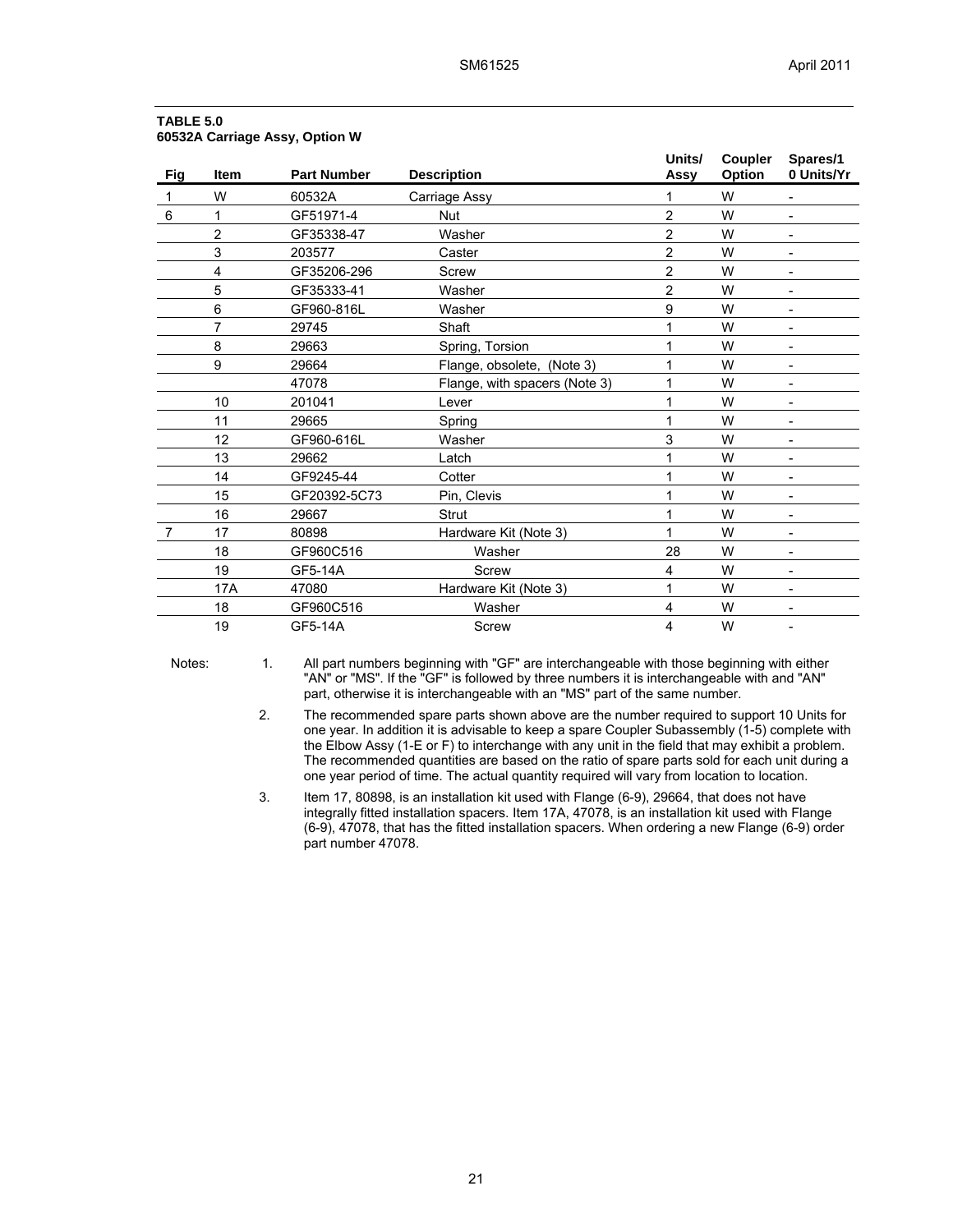**TABLE 5.0**
**60532A Carriage Assy, Option W**

| Fig | Item | Part Number | Description | Units/ Assy | Coupler Option | Spares/1 0 Units/Yr |
|---|---|---|---|---|---|---|
| 1 | W | 60532A | Carriage Assy | 1 | W | - |
| 6 | 1 | GF51971-4 | Nut | 2 | W | - |
| | 2 | GF35338-47 | Washer | 2 | W | - |
| | 3 | 203577 | Caster | 2 | W | - |
| | 4 | GF35206-296 | Screw | 2 | W | - |
| | 5 | GF35333-41 | Washer | 2 | W | - |
| | 6 | GF960-816L | Washer | 9 | W | - |
| | 7 | 29745 | Shaft | 1 | W | - |
| | 8 | 29663 | Spring, Torsion | 1 | W | - |
| | 9 | 29664 | Flange, obsolete, (Note 3) | 1 | W | - |
| | | 47078 | Flange, with spacers (Note 3) | 1 | W | - |
| | 10 | 201041 | Lever | 1 | W | - |
| | 11 | 29665 | Spring | 1 | W | - |
| | 12 | GF960-616L | Washer | 3 | W | - |
| | 13 | 29662 | Latch | 1 | W | - |
| | 14 | GF9245-44 | Cotter | 1 | W | - |
| | 15 | GF20392-5C73 | Pin, Clevis | 1 | W | - |
| | 16 | 29667 | Strut | 1 | W | - |
| 7 | 17 | 80898 | Hardware Kit (Note 3) | 1 | W | - |
| | 18 | GF960C516 | Washer | 28 | W | - |
| | 19 | GF5-14A | Screw | 4 | W | - |
| | 17A | 47080 | Hardware Kit (Note 3) | 1 | W | - |
| | 18 | GF960C516 | Washer | 4 | W | - |
| | 19 | GF5-14A | Screw | 4 | W | - |

Notes:

1. All part numbers beginning with "GF" are interchangeable with those beginning with either "AN" or "MS". If the "GF" is followed by three numbers it is interchangeable with and "AN" part, otherwise it is interchangeable with an "MS" part of the same number.
2. The recommended spare parts shown above are the number required to support 10 Units for one year. In addition it is advisable to keep a spare Coupler Subassembly (1-5) complete with the Elbow Assy (1-E or F) to interchange with any unit in the field that may exhibit a problem. The recommended quantities are based on the ratio of spare parts sold for each unit during a one year period of time. The actual quantity required will vary from location to location.
3. Item 17, 80898, is an installation kit used with Flange (6-9), 29664, that does not have integrally fitted installation spacers. Item 17A, 47078, is an installation kit used with Flange (6-9), 47078, that has the fitted installation spacers. When ordering a new Flange (6-9) order part number 47078.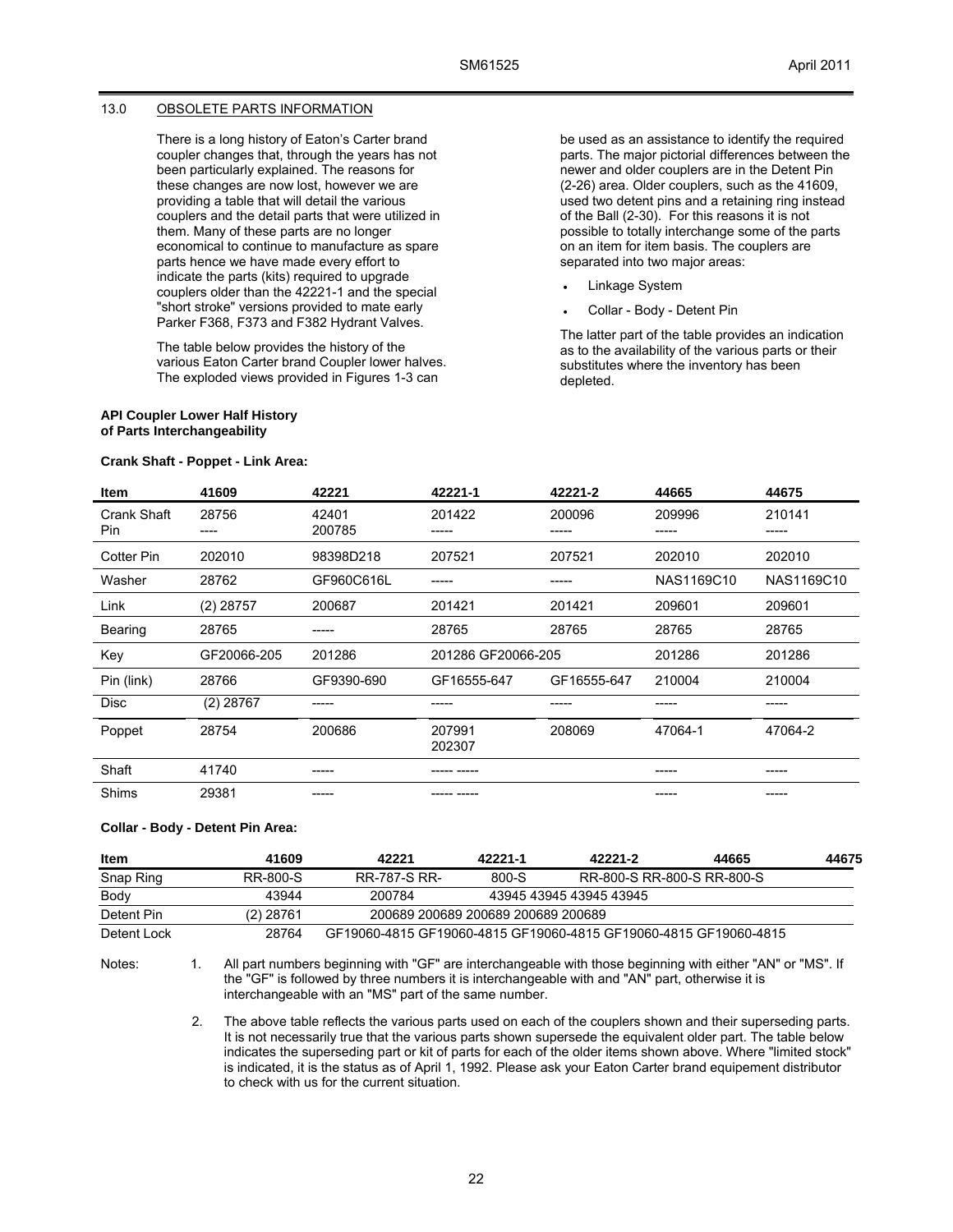## 13.0 OBSOLETE PARTS INFORMATION

There is a long history of Eaton's Carter brand coupler changes that, through the years has not been particularly explained. The reasons for these changes are now lost, however we are providing a table that will detail the various couplers and the detail parts that were utilized in them. Many of these parts are no longer economical to continue to manufacture as spare parts hence we have made every effort to indicate the parts (kits) required to upgrade couplers older than the 42221-1 and the special "short stroke" versions provided to mate early Parker F368, F373 and F382 Hydrant Valves.

The table below provides the history of the various Eaton Carter brand Coupler lower halves. The exploded views provided in Figures 1-3 can be used as an assistance to identify the required parts. The major pictorial differences between the newer and older couplers are in the Detent Pin (2-26) area. Older couplers, such as the 41609, used two detent pins and a retaining ring instead of the Ball (2-30). For this reasons it is not possible to totally interchange some of the parts on an item for item basis. The couplers are separated into two major areas:

- Linkage System
- Collar - Body - Detent Pin

The latter part of the table provides an indication as to the availability of the various parts or their substitutes where the inventory has been depleted.

**API Coupler Lower Half History of Parts Interchangeability**

**Crank Shaft - Poppet - Link Area:**

| Item | 41609 | 42221 | 42221-1 | 42221-2 | 44665 | 44675 |
|---|---|---|---|---|---|---|
| Crank Shaft Pin | 28756<br>---- | 42401<br>200785 | 201422<br>----- | 200096<br>----- | 209996<br>----- | 210141<br>----- |
| Cotter Pin | 202010 | 98398D218 | 207521 | 207521 | 202010 | 202010 |
| Washer | 28762 | GF960C616L | ----- | ----- | NAS1169C10 | NAS1169C10 |
| Link | (2) 28757 | 200687 | 201421 | 201421 | 209601 | 209601 |
| Bearing | 28765 | ----- | 28765 | 28765 | 28765 | 28765 |
| Key | GF20066-205 | 201286 | 201286 GF20066-205 | | 201286 | 201286 |
| Pin (link) | 28766 | GF9390-690 | GF16555-647 | GF16555-647 | 210004 | 210004 |
| Disc | (2) 28767 | ----- | ----- | ----- | ----- | ----- |
| Poppet | 28754 | 200686 | 207991<br>202307 | 208069 | 47064-1 | 47064-2 |
| Shaft | 41740 | ----- | ----- ----- | | ----- | ----- |
| Shims | 29381 | ----- | ----- ----- | | ----- | ----- |

**Collar - Body - Detent Pin Area:**

| Item | 41609 | 42221 | 42221-1 | 42221-2 | 44665 | 44675 |
|---|---|---|---|---|---|---|
| Snap Ring | RR-800-S | RR-787-S RR- | 800-S | RR-800-S RR-800-S RR-800-S | | |
| Body | 43944 | 200784 | 43945 43945 43945 43945 | | | |
| Detent Pin | (2) 28761 | 200689 200689 200689 200689 200689 | | | | |
| Detent Lock | 28764 | GF19060-4815 GF19060-4815 GF19060-4815 GF19060-4815 GF19060-4815 | | | | |

Notes:

1. All part numbers beginning with "GF" are interchangeable with those beginning with either "AN" or "MS". If the "GF" is followed by three numbers it is interchangeable with and "AN" part, otherwise it is interchangeable with an "MS" part of the same number.

2. The above table reflects the various parts used on each of the couplers shown and their superseding parts. It is not necessarily true that the various parts shown supersede the equivalent older part. The table below indicates the superseding part or kit of parts for each of the older items shown above. Where "limited stock" is indicated, it is the status as of April 1, 1992. Please ask your Eaton Carter brand equipement distributor to check with us for the current situation.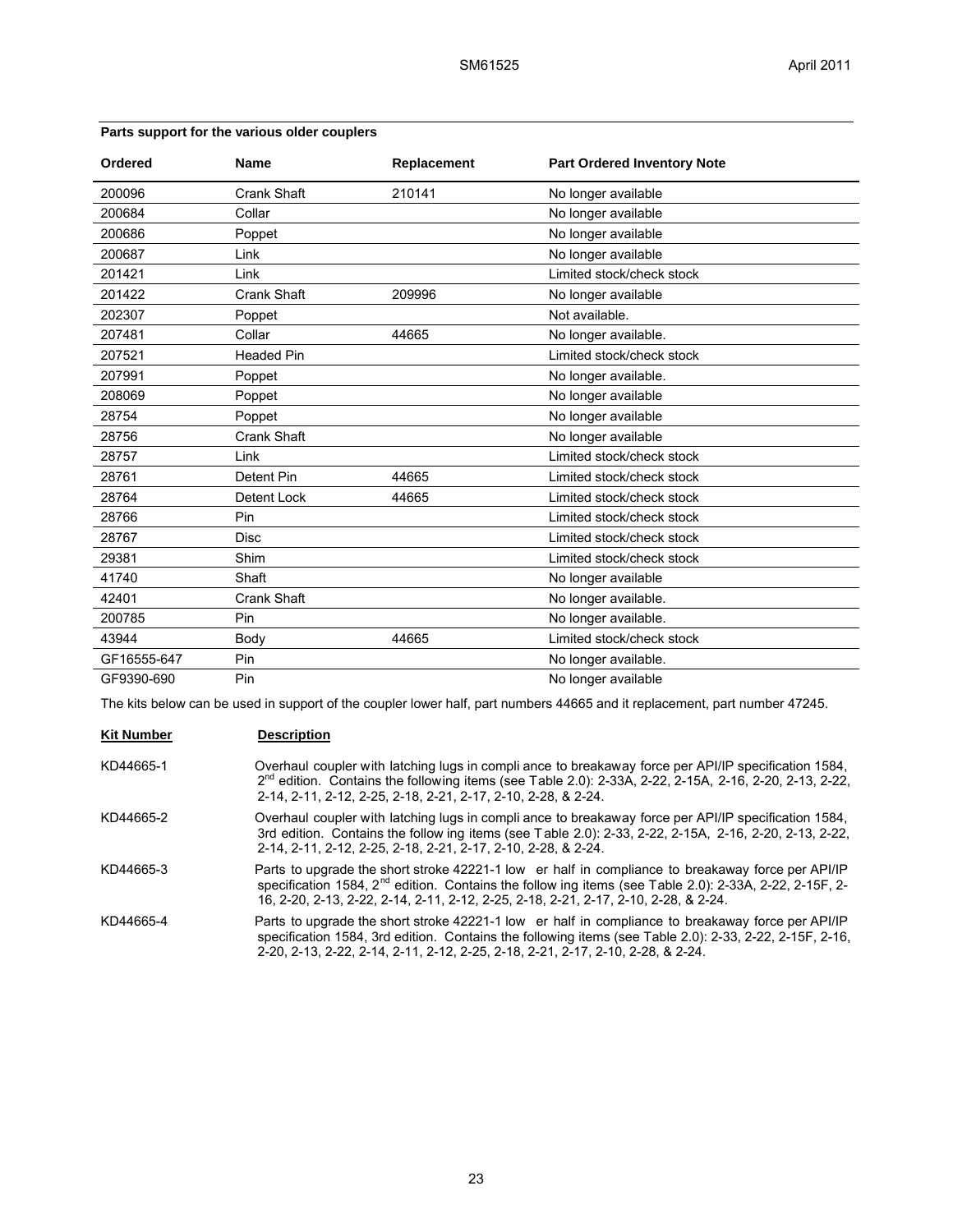**Parts support for the various older couplers**

| Ordered | Name | Replacement | Part Ordered Inventory Note |
|---|---|---|---|
| 200096 | Crank Shaft | 210141 | No longer available |
| 200684 | Collar | | No longer available |
| 200686 | Poppet | | No longer available |
| 200687 | Link | | No longer available |
| 201421 | Link | | Limited stock/check stock |
| 201422 | Crank Shaft | 209996 | No longer available |
| 202307 | Poppet | | Not available. |
| 207481 | Collar | 44665 | No longer available. |
| 207521 | Headed Pin | | Limited stock/check stock |
| 207991 | Poppet | | No longer available. |
| 208069 | Poppet | | No longer available |
| 28754 | Poppet | | No longer available |
| 28756 | Crank Shaft | | No longer available |
| 28757 | Link | | Limited stock/check stock |
| 28761 | Detent Pin | 44665 | Limited stock/check stock |
| 28764 | Detent Lock | 44665 | Limited stock/check stock |
| 28766 | Pin | | Limited stock/check stock |
| 28767 | Disc | | Limited stock/check stock |
| 29381 | Shim | | Limited stock/check stock |
| 41740 | Shaft | | No longer available |
| 42401 | Crank Shaft | | No longer available. |
| 200785 | Pin | | No longer available. |
| 43944 | Body | 44665 | Limited stock/check stock |
| GF16555-647 | Pin | | No longer available. |
| GF9390-690 | Pin | | No longer available |

The kits below can be used in support of the coupler lower half, part numbers 44665 and it replacement, part number 47245.

| Kit Number | Description |
|---|---|
| KD44665-1 | Overhaul coupler with latching lugs in compliance to breakaway force per API/IP specification 1584, 2nd edition. Contains the following items (see Table 2.0): 2-33A, 2-22, 2-15A, 2-16, 2-20, 2-13, 2-22, 2-14, 2-11, 2-12, 2-25, 2-18, 2-21, 2-17, 2-10, 2-28, & 2-24. |
| KD44665-2 | Overhaul coupler with latching lugs in compliance to breakaway force per API/IP specification 1584, 3rd edition. Contains the following items (see Table 2.0): 2-33, 2-22, 2-15A, 2-16, 2-20, 2-13, 2-22, 2-14, 2-11, 2-12, 2-25, 2-18, 2-21, 2-17, 2-10, 2-28, & 2-24. |
| KD44665-3 | Parts to upgrade the short stroke 42221-1 lower half in compliance to breakaway force per API/IP specification 1584, 2nd edition. Contains the following items (see Table 2.0): 2-33A, 2-22, 2-15F, 2-16, 2-20, 2-13, 2-22, 2-14, 2-11, 2-12, 2-25, 2-18, 2-21, 2-17, 2-10, 2-28, & 2-24. |
| KD44665-4 | Parts to upgrade the short stroke 42221-1 lower half in compliance to breakaway force per API/IP specification 1584, 3rd edition. Contains the following items (see Table 2.0): 2-33, 2-22, 2-15F, 2-16, 2-20, 2-13, 2-22, 2-14, 2-11, 2-12, 2-25, 2-18, 2-21, 2-17, 2-10, 2-28, & 2-24. |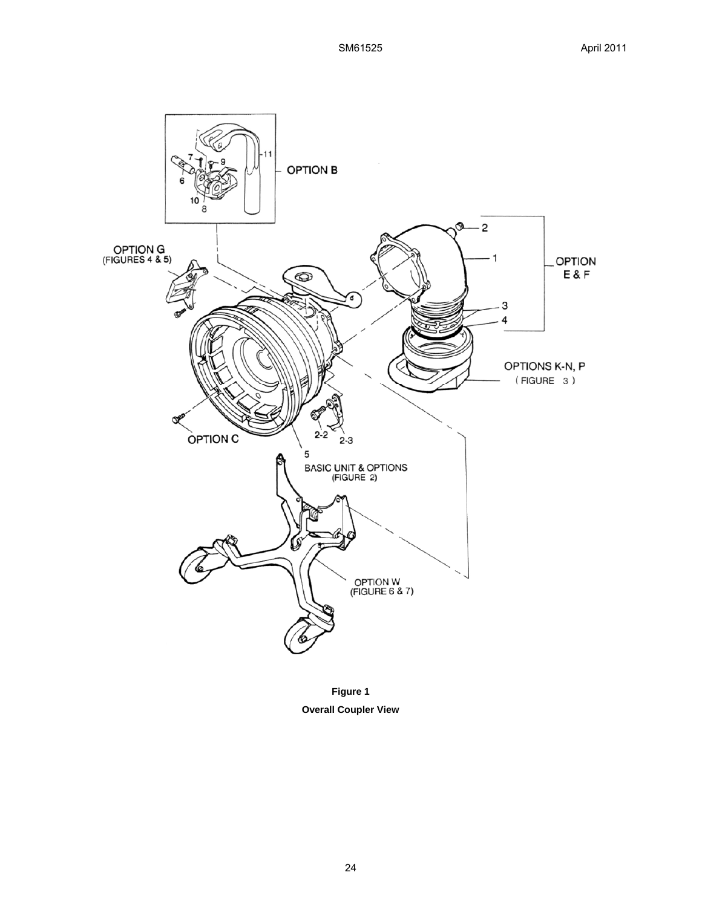OPTION B

11
7
9
6
10
8

OPTION G
(FIGURES 4 & 5)

2
1
OPTION
E & F
3
4

OPTIONS K-N, P
( FIGURE 3 )

OPTION C
2-2
2-3
5
BASIC UNIT & OPTIONS
(FIGURE 2)

OPTION W
(FIGURE 6 & 7)

**Figure 1**

**Overall Coupler View**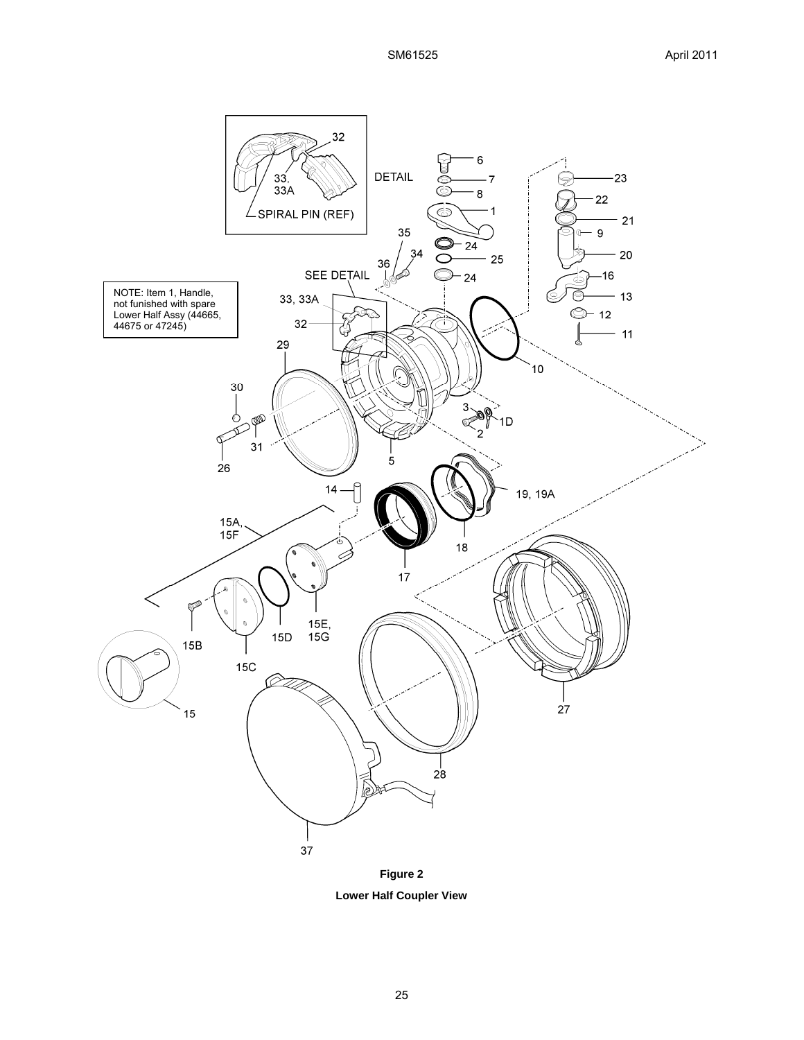NOTE: Item 1, Handle, not funished with spare Lower Half Assy (44665, 44675 or 47245)

**Figure 2**

**Lower Half Coupler View**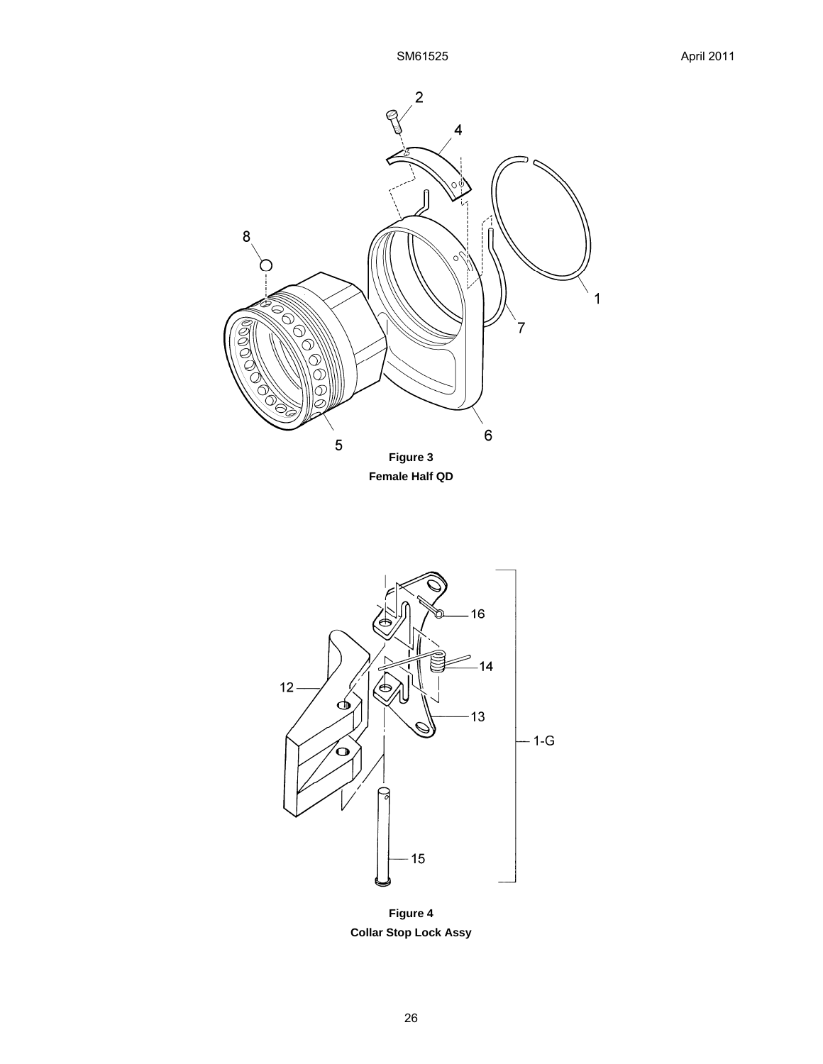**Figure 3**

**Female Half QD**

**Figure 4**

**Collar Stop Lock Assy**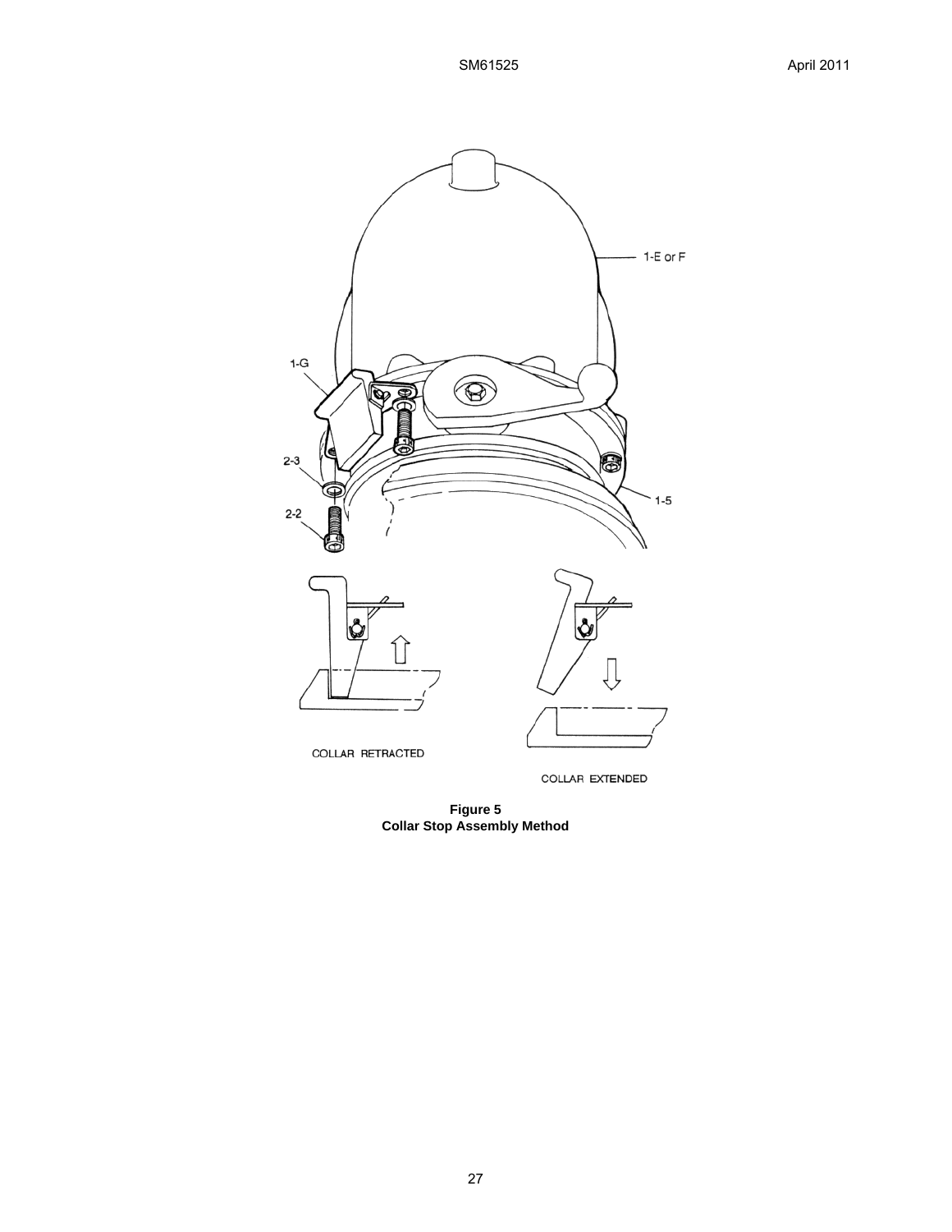**Figure 5**
**Collar Stop Assembly Method**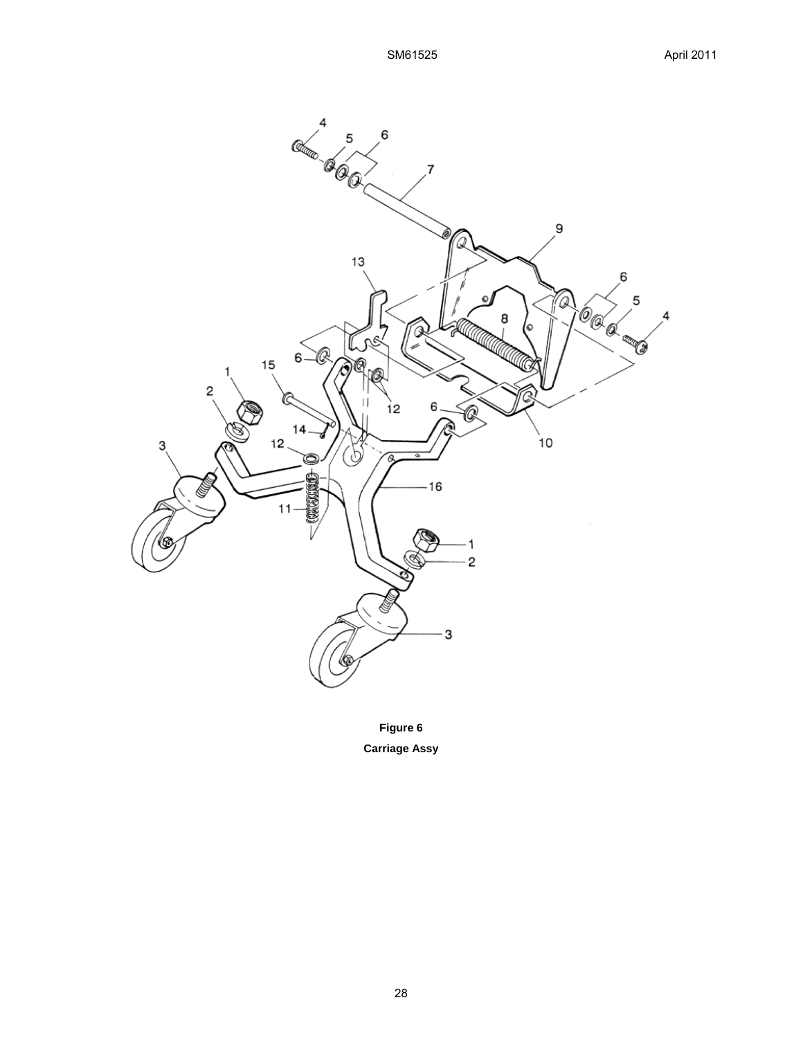**Figure 6**

**Carriage Assy**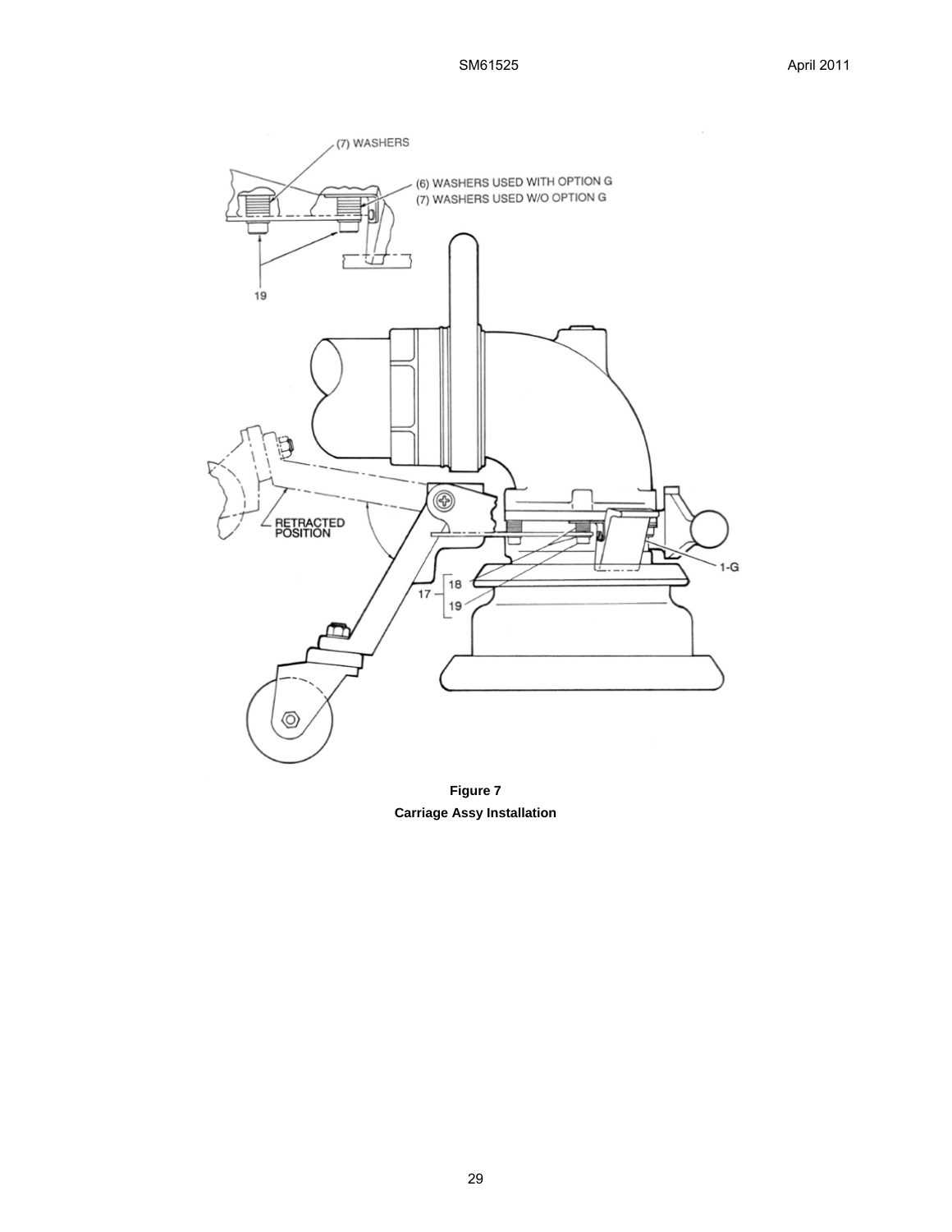(7) WASHERS

(6) WASHERS USED WITH OPTION G
(7) WASHERS USED W/O OPTION G

19

RETRACTED POSITION

18
17
19

1-G

**Figure 7**
**Carriage Assy Installation**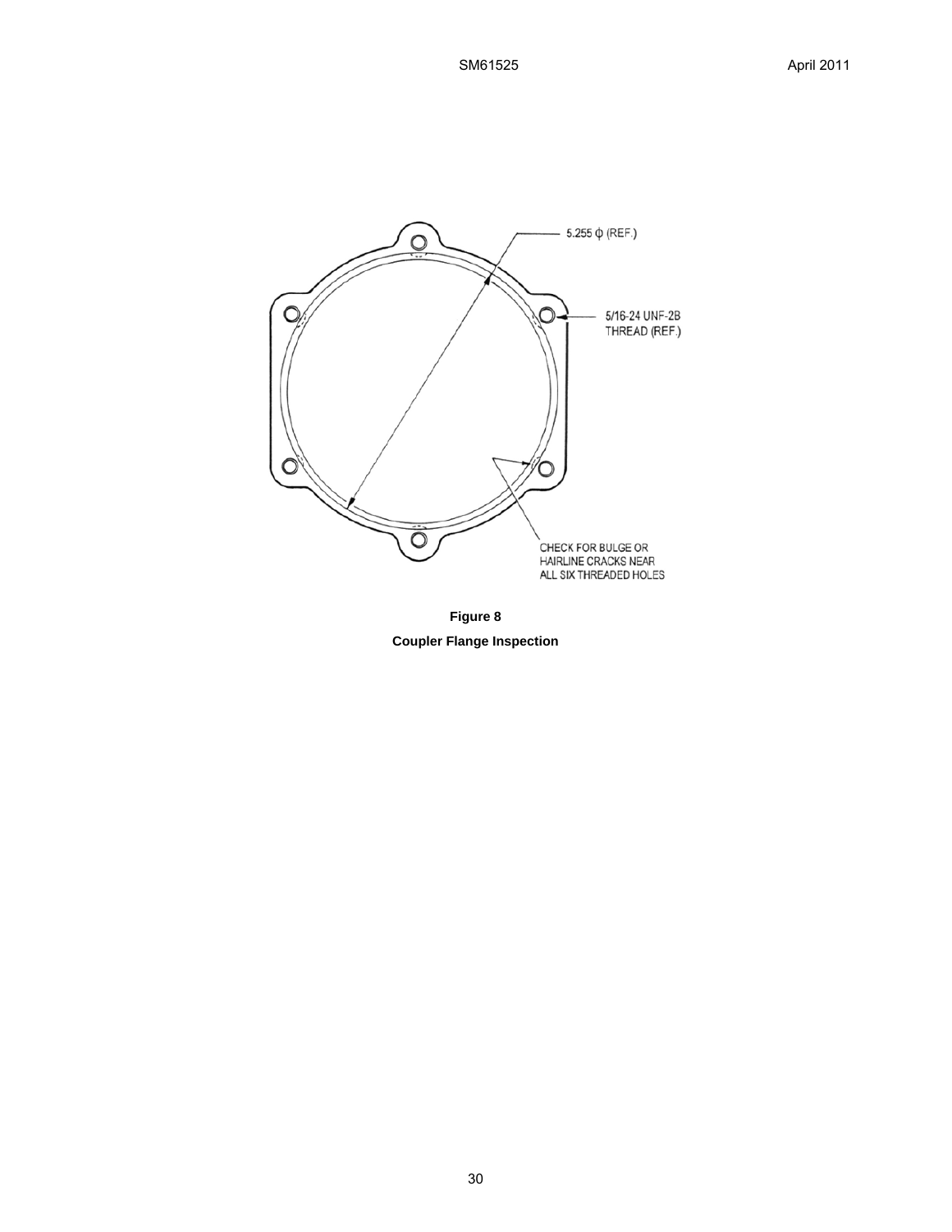5.255 ϕ (REF.)

5/16-24 UNF-2B THREAD (REF.)

CHECK FOR BULGE OR HAIRLINE CRACKS NEAR ALL SIX THREADED HOLES

**Figure 8**

**Coupler Flange Inspection**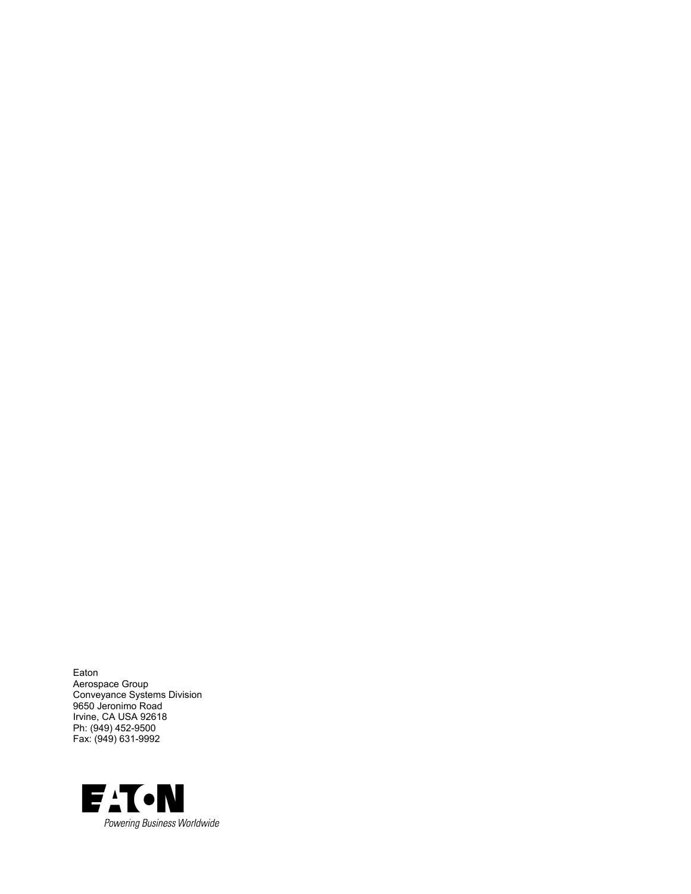Eaton
Aerospace Group
Conveyance Systems Division
9650 Jeronimo Road
Irvine, CA USA 92618
Ph: (949) 452-9500
Fax: (949) 631-9992

EATON
*Powering Business Worldwide*